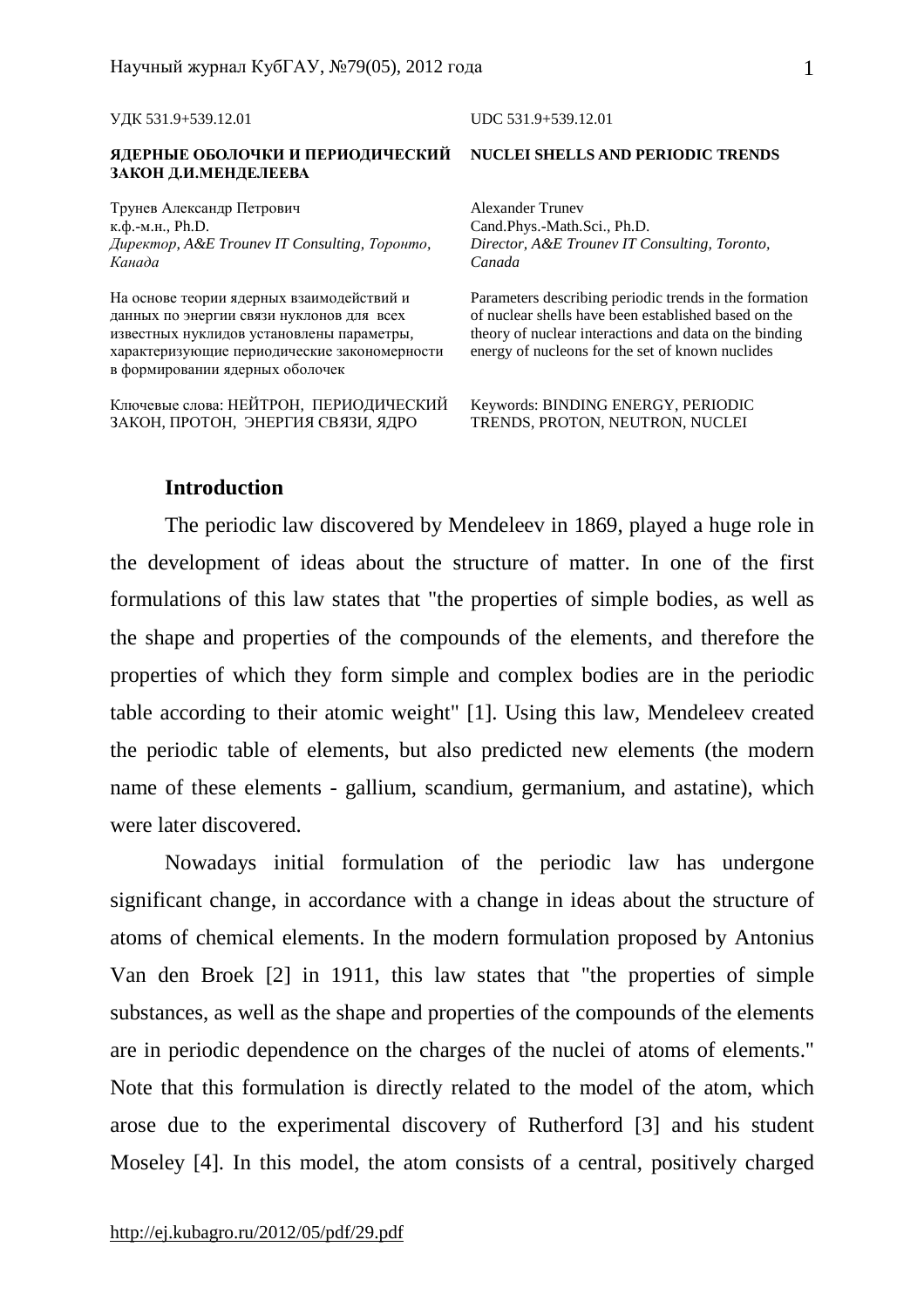УДК 531.9+539.12.01

UDC 531.9+539.12.01

**ЯДЕРНЫЕ ОБОЛОЧКИ И ПЕРИОДИЧЕСКИЙ ЗАКОН Д.И.МЕНДЕЛЕЕВА**

**NUCLEI SHELLS AND PERIODIC TRENDS**

Трунев Александр Петрович
к.ф.-м.н., Ph.D.
*Директор, A&E Trounev IT Consulting, Торонто, Канада*

Alexander Trunev
Cand.Phys.-Math.Sci., Ph.D.
*Director, A&E Trounev IT Consulting, Toronto, Canada*

На основе теории ядерных взаимодействий и данных по энергии связи нуклонов для всех известных нуклидов установлены параметры, характеризующие периодические закономерности в формировании ядерных оболочек

Parameters describing periodic trends in the formation of nuclear shells have been established based on the theory of nuclear interactions and data on the binding energy of nucleons for the set of known nuclides

Ключевые слова: НЕЙТРОН, ПЕРИОДИЧЕСКИЙ ЗАКОН, ПРОТОН, ЭНЕРГИЯ СВЯЗИ, ЯДРО

Keywords: BINDING ENERGY, PERIODIC TRENDS, PROTON, NEUTRON, NUCLEI

## Introduction

The periodic law discovered by Mendeleev in 1869, played a huge role in the development of ideas about the structure of matter. In one of the first formulations of this law states that "the properties of simple bodies, as well as the shape and properties of the compounds of the elements, and therefore the properties of which they form simple and complex bodies are in the periodic table according to their atomic weight" [1]. Using this law, Mendeleev created the periodic table of elements, but also predicted new elements (the modern name of these elements - gallium, scandium, germanium, and astatine), which were later discovered.

Nowadays initial formulation of the periodic law has undergone significant change, in accordance with a change in ideas about the structure of atoms of chemical elements. In the modern formulation proposed by Antonius Van den Broek [2] in 1911, this law states that "the properties of simple substances, as well as the shape and properties of the compounds of the elements are in periodic dependence on the charges of the nuclei of atoms of elements." Note that this formulation is directly related to the model of the atom, which arose due to the experimental discovery of Rutherford [3] and his student Moseley [4]. In this model, the atom consists of a central, positively charged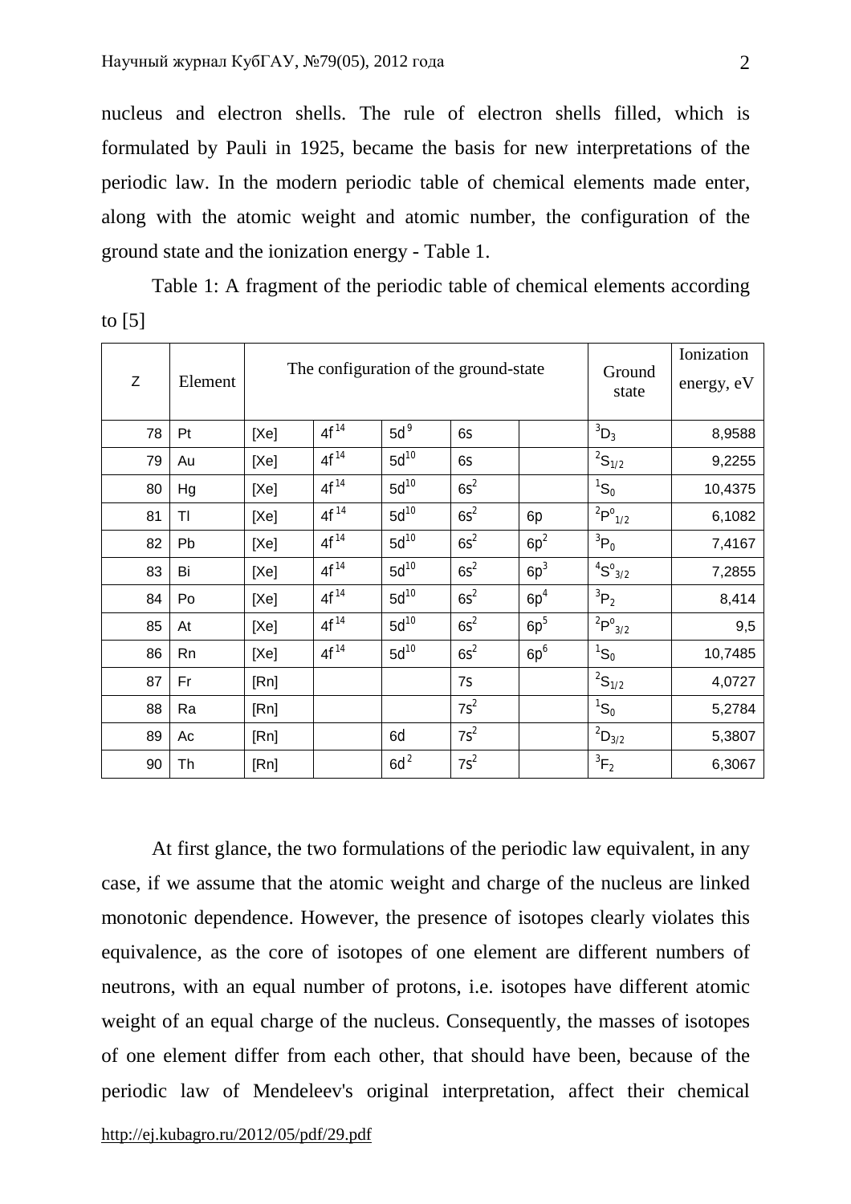nucleus and electron shells. The rule of electron shells filled, which is formulated by Pauli in 1925, became the basis for new interpretations of the periodic law. In the modern periodic table of chemical elements made enter, along with the atomic weight and atomic number, the configuration of the ground state and the ionization energy - Table 1.

Table 1: A fragment of the periodic table of chemical elements according to [5]

| Z | Element | The configuration of the ground-state | | | | | Ground state | Ionization energy, eV |
|---|---|---|---|---|---|---|---|---|
| 78 | Pt | [Xe] | $4f^{14}$ | $5d^{9}$ | 6s | | $^{3}D_{3}$ | 8,9588 |
| 79 | Au | [Xe] | $4f^{14}$ | $5d^{10}$ | 6s | | $^{2}S_{1/2}$ | 9,2255 |
| 80 | Hg | [Xe] | $4f^{14}$ | $5d^{10}$ | $6s^{2}$ | | $^{1}S_{0}$ | 10,4375 |
| 81 | Tl | [Xe] | $4f^{14}$ | $5d^{10}$ | $6s^{2}$ | 6p | $^{2}P^{o}_{1/2}$ | 6,1082 |
| 82 | Pb | [Xe] | $4f^{14}$ | $5d^{10}$ | $6s^{2}$ | $6p^{2}$ | $^{3}P_{0}$ | 7,4167 |
| 83 | Bi | [Xe] | $4f^{14}$ | $5d^{10}$ | $6s^{2}$ | $6p^{3}$ | $^{4}S^{o}_{3/2}$ | 7,2855 |
| 84 | Po | [Xe] | $4f^{14}$ | $5d^{10}$ | $6s^{2}$ | $6p^{4}$ | $^{3}P_{2}$ | 8,414 |
| 85 | At | [Xe] | $4f^{14}$ | $5d^{10}$ | $6s^{2}$ | $6p^{5}$ | $^{2}P^{o}_{3/2}$ | 9,5 |
| 86 | Rn | [Xe] | $4f^{14}$ | $5d^{10}$ | $6s^{2}$ | $6p^{6}$ | $^{1}S_{0}$ | 10,7485 |
| 87 | Fr | [Rn] | | | 7s | | $^{2}S_{1/2}$ | 4,0727 |
| 88 | Ra | [Rn] | | | $7s^{2}$ | | $^{1}S_{0}$ | 5,2784 |
| 89 | Ac | [Rn] | | 6d | $7s^{2}$ | | $^{2}D_{3/2}$ | 5,3807 |
| 90 | Th | [Rn] | | $6d^{2}$ | $7s^{2}$ | | $^{3}F_{2}$ | 6,3067 |

At first glance, the two formulations of the periodic law equivalent, in any case, if we assume that the atomic weight and charge of the nucleus are linked monotonic dependence. However, the presence of isotopes clearly violates this equivalence, as the core of isotopes of one element are different numbers of neutrons, with an equal number of protons, i.e. isotopes have different atomic weight of an equal charge of the nucleus. Consequently, the masses of isotopes of one element differ from each other, that should have been, because of the periodic law of Mendeleev's original interpretation, affect their chemical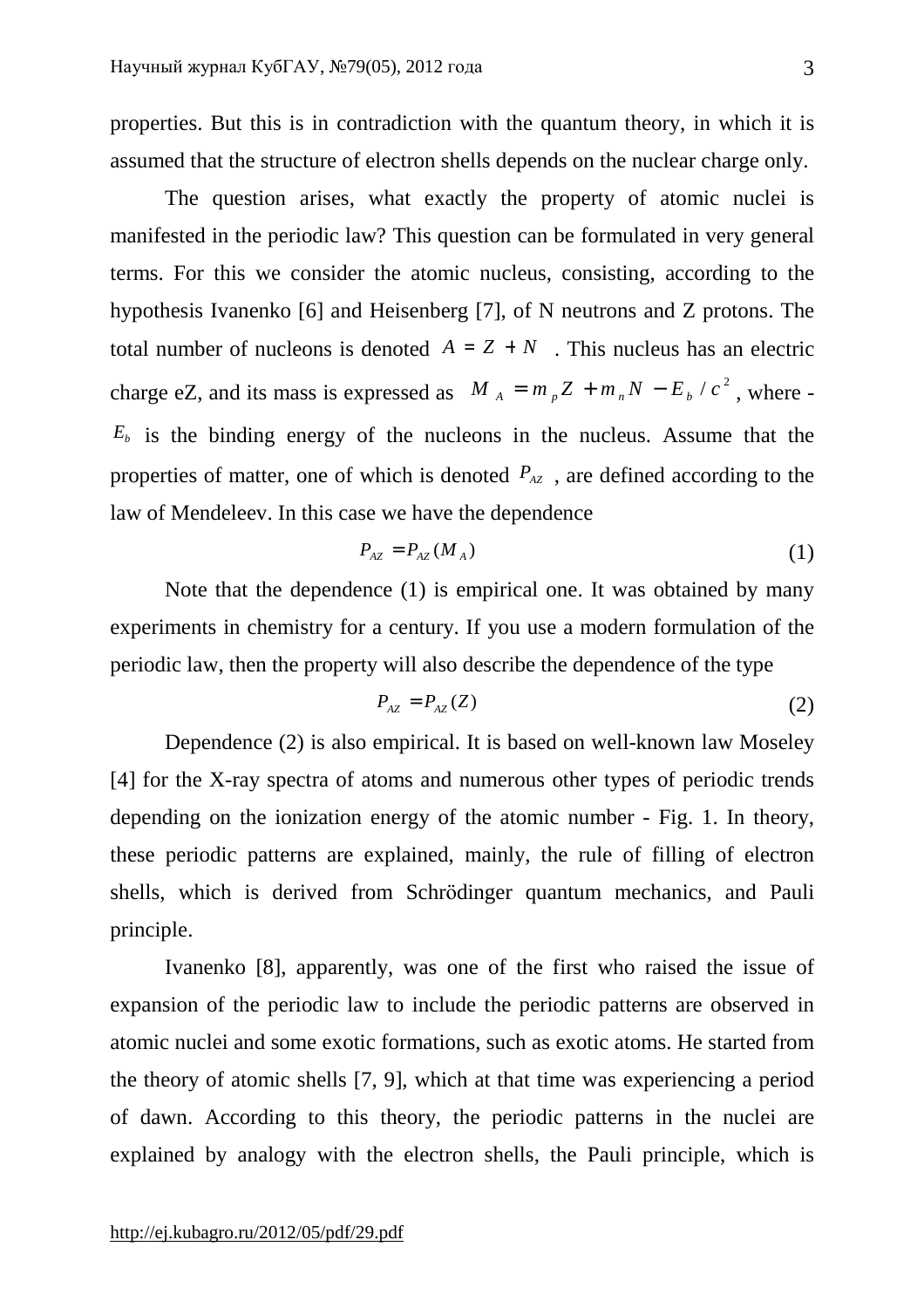properties. But this is in contradiction with the quantum theory, in which it is assumed that the structure of electron shells depends on the nuclear charge only.

The question arises, what exactly the property of atomic nuclei is manifested in the periodic law? This question can be formulated in very general terms. For this we consider the atomic nucleus, consisting, according to the hypothesis Ivanenko [6] and Heisenberg [7], of N neutrons and Z protons. The total number of nucleons is denoted $A = Z + N$ . This nucleus has an electric charge eZ, and its mass is expressed as $M_A = m_p Z + m_n N - E_b / c^2$, where - $E_b$ is the binding energy of the nucleons in the nucleus. Assume that the properties of matter, one of which is denoted $P_{AZ}$ , are defined according to the law of Mendeleev. In this case we have the dependence

$$P_{AZ} = P_{AZ}(M_A) \tag{1}$$

Note that the dependence (1) is empirical one. It was obtained by many experiments in chemistry for a century. If you use a modern formulation of the periodic law, then the property will also describe the dependence of the type

$$P_{AZ} = P_{AZ}(Z) \tag{2}$$

Dependence (2) is also empirical. It is based on well-known law Moseley [4] for the X-ray spectra of atoms and numerous other types of periodic trends depending on the ionization energy of the atomic number - Fig. 1. In theory, these periodic patterns are explained, mainly, the rule of filling of electron shells, which is derived from Schrödinger quantum mechanics, and Pauli principle.

Ivanenko [8], apparently, was one of the first who raised the issue of expansion of the periodic law to include the periodic patterns are observed in atomic nuclei and some exotic formations, such as exotic atoms. He started from the theory of atomic shells [7, 9], which at that time was experiencing a period of dawn. According to this theory, the periodic patterns in the nuclei are explained by analogy with the electron shells, the Pauli principle, which is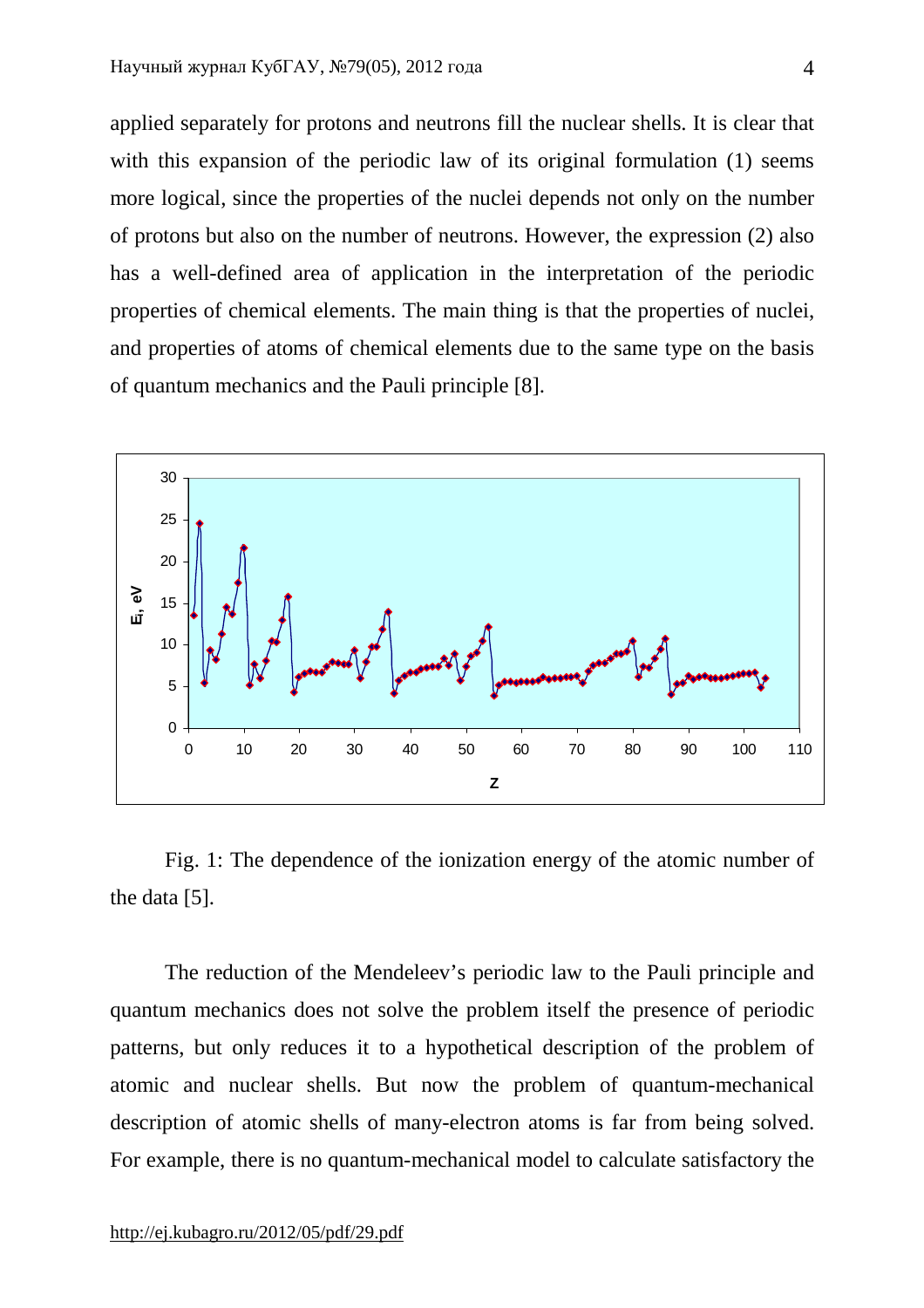applied separately for protons and neutrons fill the nuclear shells. It is clear that with this expansion of the periodic law of its original formulation (1) seems more logical, since the properties of the nuclei depends not only on the number of protons but also on the number of neutrons. However, the expression (2) also has a well-defined area of application in the interpretation of the periodic properties of chemical elements. The main thing is that the properties of nuclei, and properties of atoms of chemical elements due to the same type on the basis of quantum mechanics and the Pauli principle [8].

Fig. 1: The dependence of the ionization energy of the atomic number of the data [5].

The reduction of the Mendeleev's periodic law to the Pauli principle and quantum mechanics does not solve the problem itself the presence of periodic patterns, but only reduces it to a hypothetical description of the problem of atomic and nuclear shells. But now the problem of quantum-mechanical description of atomic shells of many-electron atoms is far from being solved. For example, there is no quantum-mechanical model to calculate satisfactory the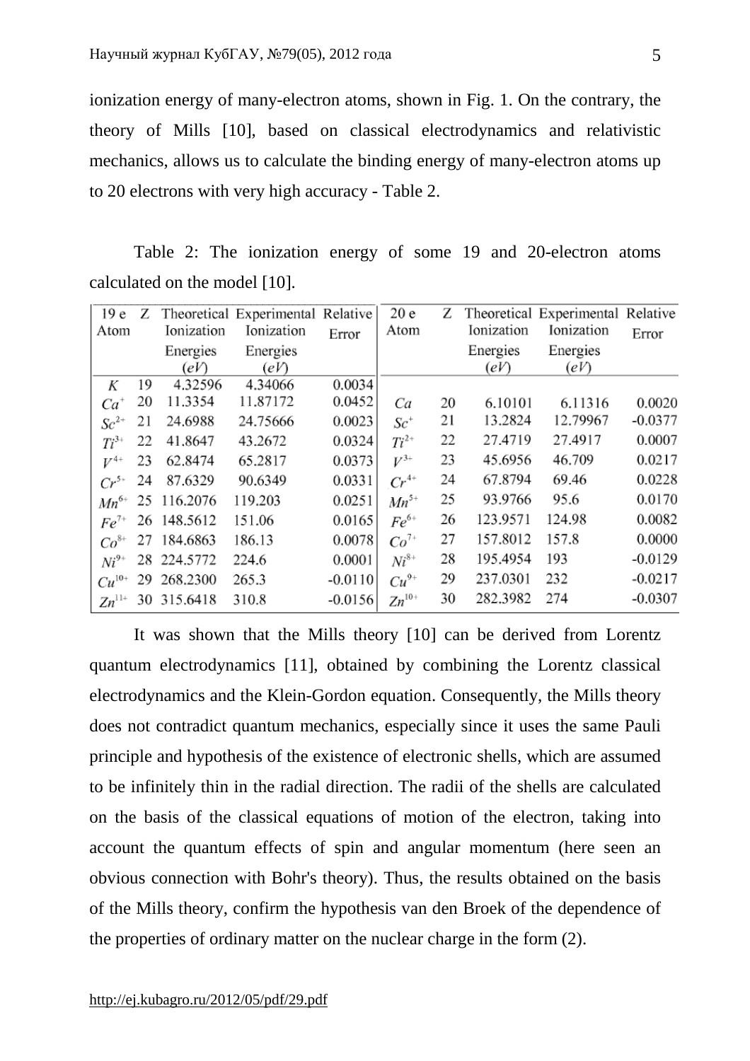ionization energy of many-electron atoms, shown in Fig. 1. On the contrary, the theory of Mills [10], based on classical electrodynamics and relativistic mechanics, allows us to calculate the binding energy of many-electron atoms up to 20 electrons with very high accuracy - Table 2.

Table 2: The ionization energy of some 19 and 20-electron atoms calculated on the model [10].

| 19 e Atom | Z | Theoretical Ionization Energies ($eV$) | Experimental Ionization Energies ($eV$) | Relative Error | 20 e Atom | Z | Theoretical Ionization Energies ($eV$) | Experimental Ionization Energies ($eV$) | Relative Error |
|---|---|---|---|---|---|---|---|---|---|
| $K$ | 19 | 4.32596 | 4.34066 | 0.0034 | | | | | |
| $Ca^{+}$ | 20 | 11.3354 | 11.87172 | 0.0452 | $Ca$ | 20 | 6.10101 | 6.11316 | 0.0020 |
| $Sc^{2+}$ | 21 | 24.6988 | 24.75666 | 0.0023 | $Sc^{+}$ | 21 | 13.2824 | 12.79967 | -0.0377 |
| $Ti^{3+}$ | 22 | 41.8647 | 43.2672 | 0.0324 | $Ti^{2+}$ | 22 | 27.4719 | 27.4917 | 0.0007 |
| $V^{4+}$ | 23 | 62.8474 | 65.2817 | 0.0373 | $V^{3+}$ | 23 | 45.6956 | 46.709 | 0.0217 |
| $Cr^{5+}$ | 24 | 87.6329 | 90.6349 | 0.0331 | $Cr^{4+}$ | 24 | 67.8794 | 69.46 | 0.0228 |
| $Mn^{6+}$ | 25 | 116.2076 | 119.203 | 0.0251 | $Mn^{5+}$ | 25 | 93.9766 | 95.6 | 0.0170 |
| $Fe^{7+}$ | 26 | 148.5612 | 151.06 | 0.0165 | $Fe^{6+}$ | 26 | 123.9571 | 124.98 | 0.0082 |
| $Co^{8+}$ | 27 | 184.6863 | 186.13 | 0.0078 | $Co^{7+}$ | 27 | 157.8012 | 157.8 | 0.0000 |
| $Ni^{9+}$ | 28 | 224.5772 | 224.6 | 0.0001 | $Ni^{8+}$ | 28 | 195.4954 | 193 | -0.0129 |
| $Cu^{10+}$ | 29 | 268.2300 | 265.3 | -0.0110 | $Cu^{9+}$ | 29 | 237.0301 | 232 | -0.0217 |
| $Zn^{11+}$ | 30 | 315.6418 | 310.8 | -0.0156 | $Zn^{10+}$ | 30 | 282.3982 | 274 | -0.0307 |

It was shown that the Mills theory [10] can be derived from Lorentz quantum electrodynamics [11], obtained by combining the Lorentz classical electrodynamics and the Klein-Gordon equation. Consequently, the Mills theory does not contradict quantum mechanics, especially since it uses the same Pauli principle and hypothesis of the existence of electronic shells, which are assumed to be infinitely thin in the radial direction. The radii of the shells are calculated on the basis of the classical equations of motion of the electron, taking into account the quantum effects of spin and angular momentum (here seen an obvious connection with Bohr's theory). Thus, the results obtained on the basis of the Mills theory, confirm the hypothesis van den Broek of the dependence of the properties of ordinary matter on the nuclear charge in the form (2).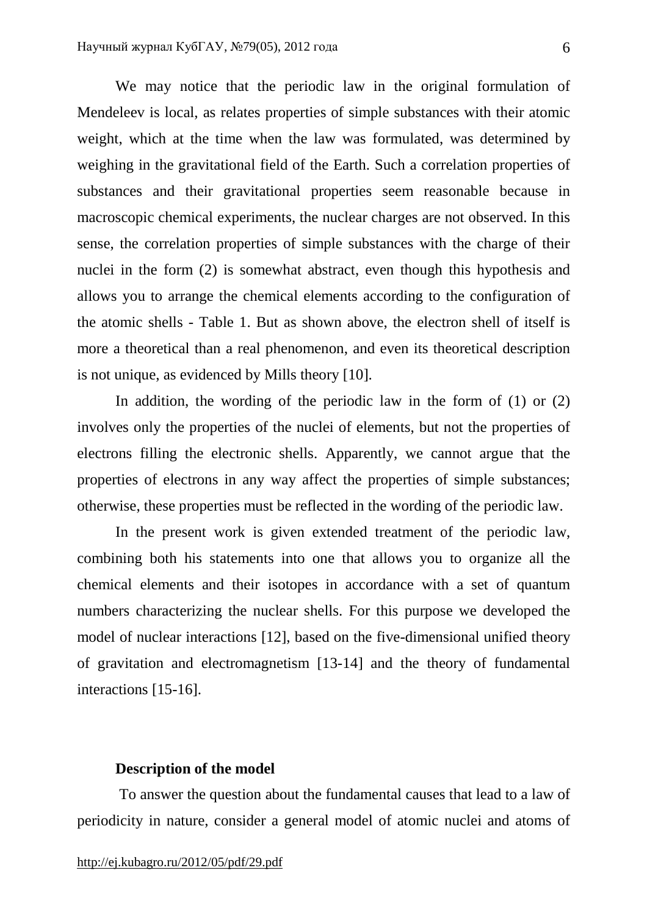We may notice that the periodic law in the original formulation of Mendeleev is local, as relates properties of simple substances with their atomic weight, which at the time when the law was formulated, was determined by weighing in the gravitational field of the Earth. Such a correlation properties of substances and their gravitational properties seem reasonable because in macroscopic chemical experiments, the nuclear charges are not observed. In this sense, the correlation properties of simple substances with the charge of their nuclei in the form (2) is somewhat abstract, even though this hypothesis and allows you to arrange the chemical elements according to the configuration of the atomic shells - Table 1. But as shown above, the electron shell of itself is more a theoretical than a real phenomenon, and even its theoretical description is not unique, as evidenced by Mills theory [10].

In addition, the wording of the periodic law in the form of (1) or (2) involves only the properties of the nuclei of elements, but not the properties of electrons filling the electronic shells. Apparently, we cannot argue that the properties of electrons in any way affect the properties of simple substances; otherwise, these properties must be reflected in the wording of the periodic law.

In the present work is given extended treatment of the periodic law, combining both his statements into one that allows you to organize all the chemical elements and their isotopes in accordance with a set of quantum numbers characterizing the nuclear shells. For this purpose we developed the model of nuclear interactions [12], based on the five-dimensional unified theory of gravitation and electromagnetism [13-14] and the theory of fundamental interactions [15-16].

**Description of the model**

To answer the question about the fundamental causes that lead to a law of periodicity in nature, consider a general model of atomic nuclei and atoms of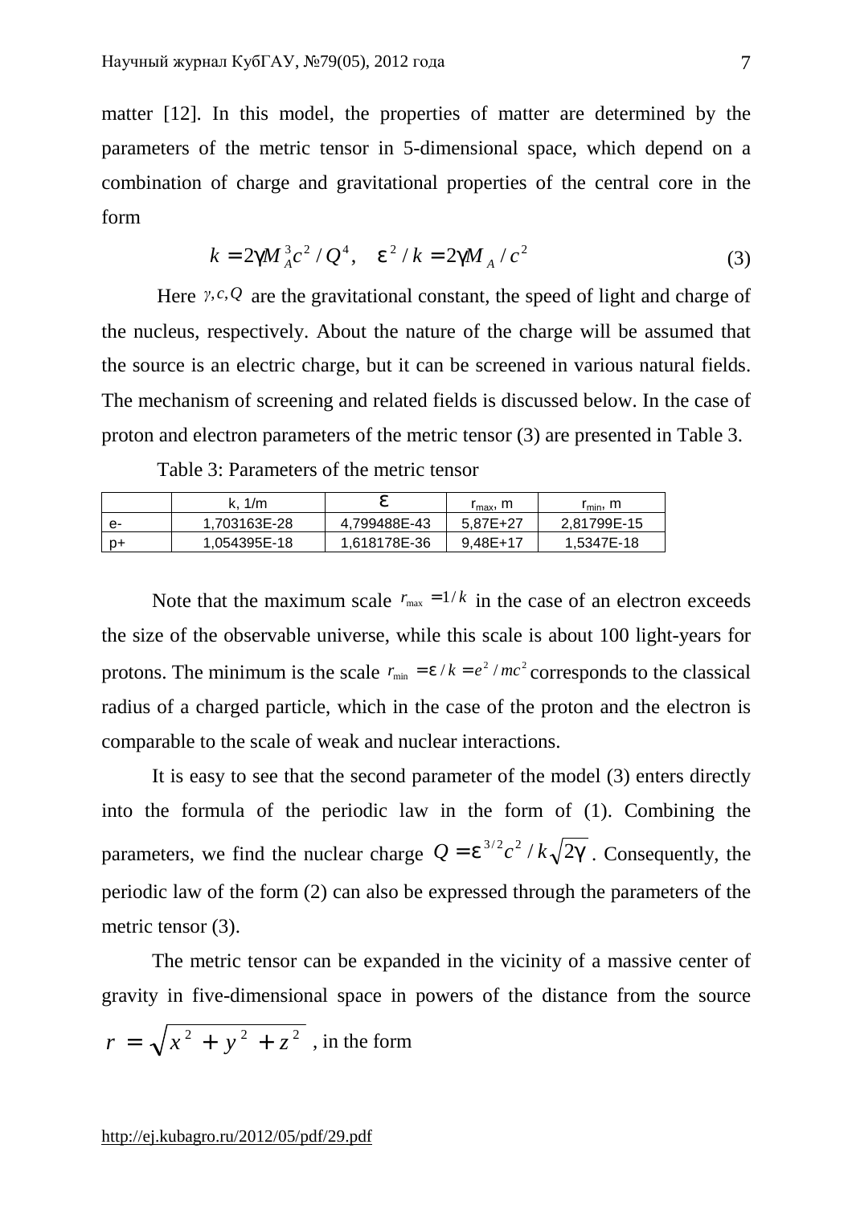matter [12]. In this model, the properties of matter are determined by the parameters of the metric tensor in 5-dimensional space, which depend on a combination of charge and gravitational properties of the central core in the form

$$k = 2\gamma M_A^3 c^2 / Q^4, \quad \varepsilon^2 / k = 2\gamma M_A / c^2 \tag{3}$$

Here $\gamma, c, Q$ are the gravitational constant, the speed of light and charge of the nucleus, respectively. About the nature of the charge will be assumed that the source is an electric charge, but it can be screened in various natural fields. The mechanism of screening and related fields is discussed below. In the case of proton and electron parameters of the metric tensor (3) are presented in Table 3.

Table 3: Parameters of the metric tensor

| | k, 1/m | $\varepsilon$ | $r_{max}$, m | $r_{min}$, m |
|---|---|---|---|---|
| e- | 1,703163E-28 | 4,799488E-43 | 5,87E+27 | 2,81799E-15 |
| p+ | 1,054395E-18 | 1,618178E-36 | 9,48E+17 | 1,5347E-18 |

Note that the maximum scale $r_{\max} = 1/k$ in the case of an electron exceeds the size of the observable universe, while this scale is about 100 light-years for protons. The minimum is the scale $r_{\min} = \varepsilon / k = e^2 / mc^2$ corresponds to the classical radius of a charged particle, which in the case of the proton and the electron is comparable to the scale of weak and nuclear interactions.

It is easy to see that the second parameter of the model (3) enters directly into the formula of the periodic law in the form of (1). Combining the parameters, we find the nuclear charge $Q = \varepsilon^{3/2} c^2 / k\sqrt{2\gamma}$. Consequently, the periodic law of the form (2) can also be expressed through the parameters of the metric tensor (3).

The metric tensor can be expanded in the vicinity of a massive center of gravity in five-dimensional space in powers of the distance from the source $r = \sqrt{x^2 + y^2 + z^2}$, in the form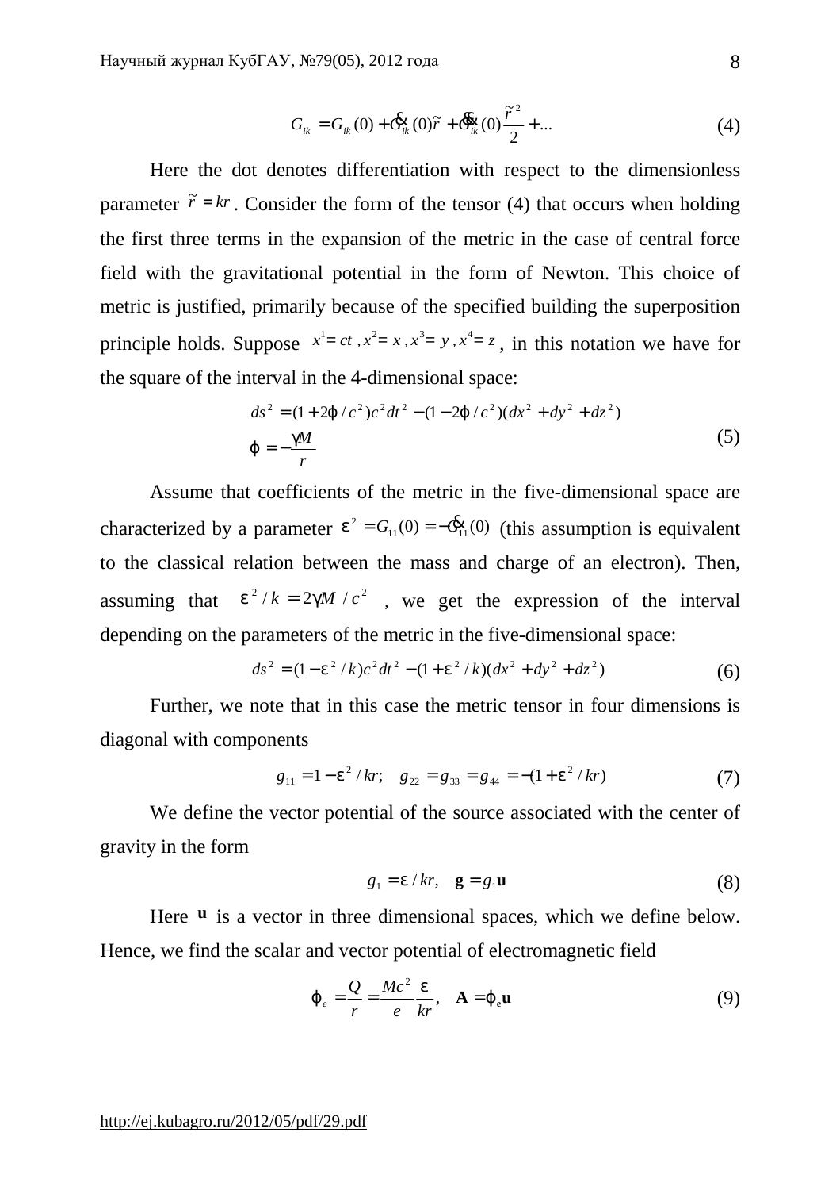$$G_{ik} = G_{ik}(0) + \dot{G}_{ik}(0)\tilde{r} + \ddot{G}_{ik}(0)\frac{\tilde{r}^2}{2} + ... \tag{4}$$

Here the dot denotes differentiation with respect to the dimensionless parameter $\tilde{r} = kr$. Consider the form of the tensor (4) that occurs when holding the first three terms in the expansion of the metric in the case of central force field with the gravitational potential in the form of Newton. This choice of metric is justified, primarily because of the specified building the superposition principle holds. Suppose $x^1 = ct, x^2 = x, x^3 = y, x^4 = z$, in this notation we have for the square of the interval in the 4-dimensional space:

$$\begin{aligned} ds^2 &= (1 + 2\varphi / c^2)c^2 dt^2 - (1 - 2\varphi / c^2)(dx^2 + dy^2 + dz^2) \\ \varphi &= -\frac{\gamma M}{r} \end{aligned} \tag{5}$$

Assume that coefficients of the metric in the five-dimensional space are characterized by a parameter $\varepsilon^2 = G_{11}(0) = -\dot{G}_{11}(0)$ (this assumption is equivalent to the classical relation between the mass and charge of an electron). Then, assuming that $\varepsilon^2 / k = 2\gamma M / c^2$, we get the expression of the interval depending on the parameters of the metric in the five-dimensional space:

$$ds^2 = (1 - \varepsilon^2 / k)c^2 dt^2 - (1 + \varepsilon^2 / k)(dx^2 + dy^2 + dz^2) \tag{6}$$

Further, we note that in this case the metric tensor in four dimensions is diagonal with components

$$g_{11} = 1 - \varepsilon^2 / kr; \quad g_{22} = g_{33} = g_{44} = -(1 + \varepsilon^2 / kr) \tag{7}$$

We define the vector potential of the source associated with the center of gravity in the form

$$g_1 = \varepsilon / kr, \quad \mathbf{g} = g_1 \mathbf{u} \tag{8}$$

Here $\mathbf{u}$ is a vector in three dimensional spaces, which we define below. Hence, we find the scalar and vector potential of electromagnetic field

$$\varphi_e = \frac{Q}{r} = \frac{Mc^2}{e}\frac{\varepsilon}{kr}, \quad \mathbf{A} = \varphi_\mathbf{e} \mathbf{u} \tag{9}$$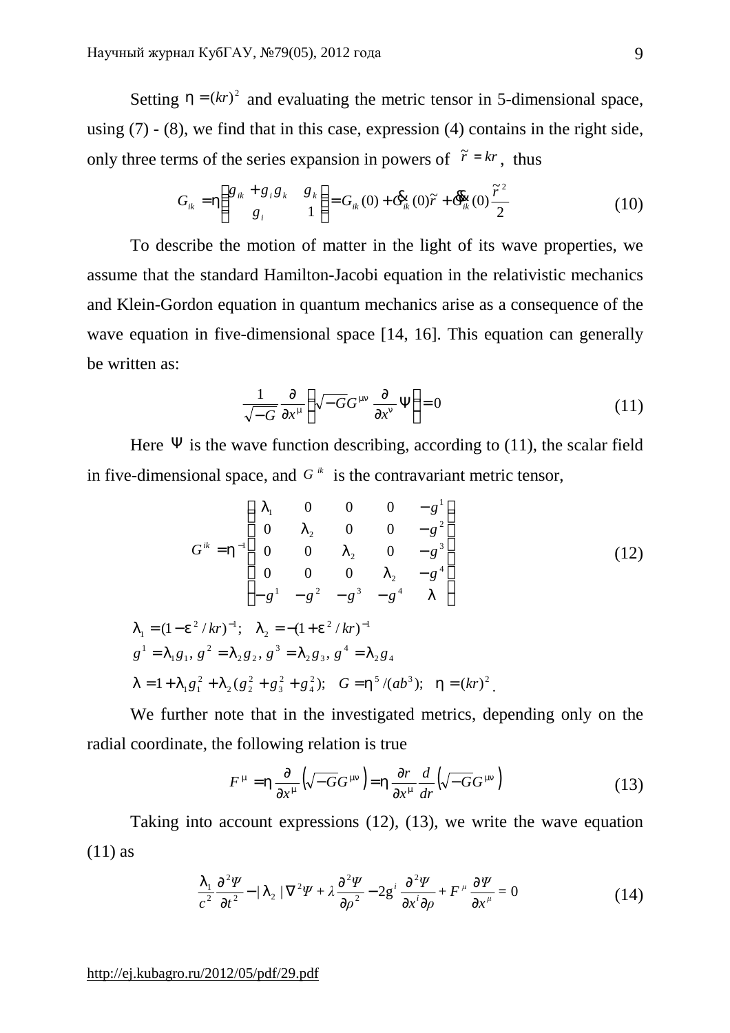Setting $\eta = (kr)^2$ and evaluating the metric tensor in 5-dimensional space, using (7) - (8), we find that in this case, expression (4) contains in the right side, only three terms of the series expansion in powers of $\tilde{r} = kr$, thus

$$G_{ik} = \eta \begin{pmatrix} g_{ik} + g_i g_k & g_k \\ g_i & 1 \end{pmatrix} = G_{ik}(0) + \dot{G}_{ik}(0)\tilde{r} + \ddot{G}_{ik}(0)\frac{\tilde{r}^2}{2} \tag{10}$$

To describe the motion of matter in the light of its wave properties, we assume that the standard Hamilton-Jacobi equation in the relativistic mechanics and Klein-Gordon equation in quantum mechanics arise as a consequence of the wave equation in five-dimensional space [14, 16]. This equation can generally be written as:

$$\frac{1}{\sqrt{-G}} \frac{\partial}{\partial x^\mu} \left( \sqrt{-G} G^{\mu\nu} \frac{\partial}{\partial x^\nu} \Psi \right) = 0 \tag{11}$$

Here $\Psi$ is the wave function describing, according to (11), the scalar field in five-dimensional space, and $G^{ik}$ is the contravariant metric tensor,

$$G^{ik} = \eta^{-1} \begin{pmatrix} \lambda_1 & 0 & 0 & 0 & -g^1 \\ 0 & \lambda_2 & 0 & 0 & -g^2 \\ 0 & 0 & \lambda_2 & 0 & -g^3 \\ 0 & 0 & 0 & \lambda_2 & -g^4 \\ -g^1 & -g^2 & -g^3 & -g^4 & \lambda \end{pmatrix} \tag{12}$$

$\lambda_1 = (1 - \varepsilon^2 / kr)^{-1}; \quad \lambda_2 = -(1 + \varepsilon^2 / kr)^{-1}$

$g^1 = \lambda_1 g_1,\ g^2 = \lambda_2 g_2,\ g^3 = \lambda_2 g_3,\ g^4 = \lambda_2 g_4$

$\lambda = 1 + \lambda_1 g_1^2 + \lambda_2 (g_2^2 + g_3^2 + g_4^2); \quad G = \eta^5 / (ab^3); \quad \eta = (kr)^2$.

We further note that in the investigated metrics, depending only on the radial coordinate, the following relation is true

$$F^\mu = \eta \frac{\partial}{\partial x^\mu} \left( \sqrt{-G} G^{\mu\nu} \right) = \eta \frac{\partial r}{\partial x^\mu} \frac{d}{dr} \left( \sqrt{-G} G^{\mu\nu} \right) \tag{13}$$

Taking into account expressions (12), (13), we write the wave equation (11) as

$$\frac{\lambda_1}{c^2} \frac{\partial^2 \Psi}{\partial t^2} - |\lambda_2| \nabla^2 \Psi + \lambda \frac{\partial^2 \Psi}{\partial \rho^2} - 2 g^i \frac{\partial^2 \Psi}{\partial x^i \partial \rho} + F^\mu \frac{\partial \Psi}{\partial x^\mu} = 0 \tag{14}$$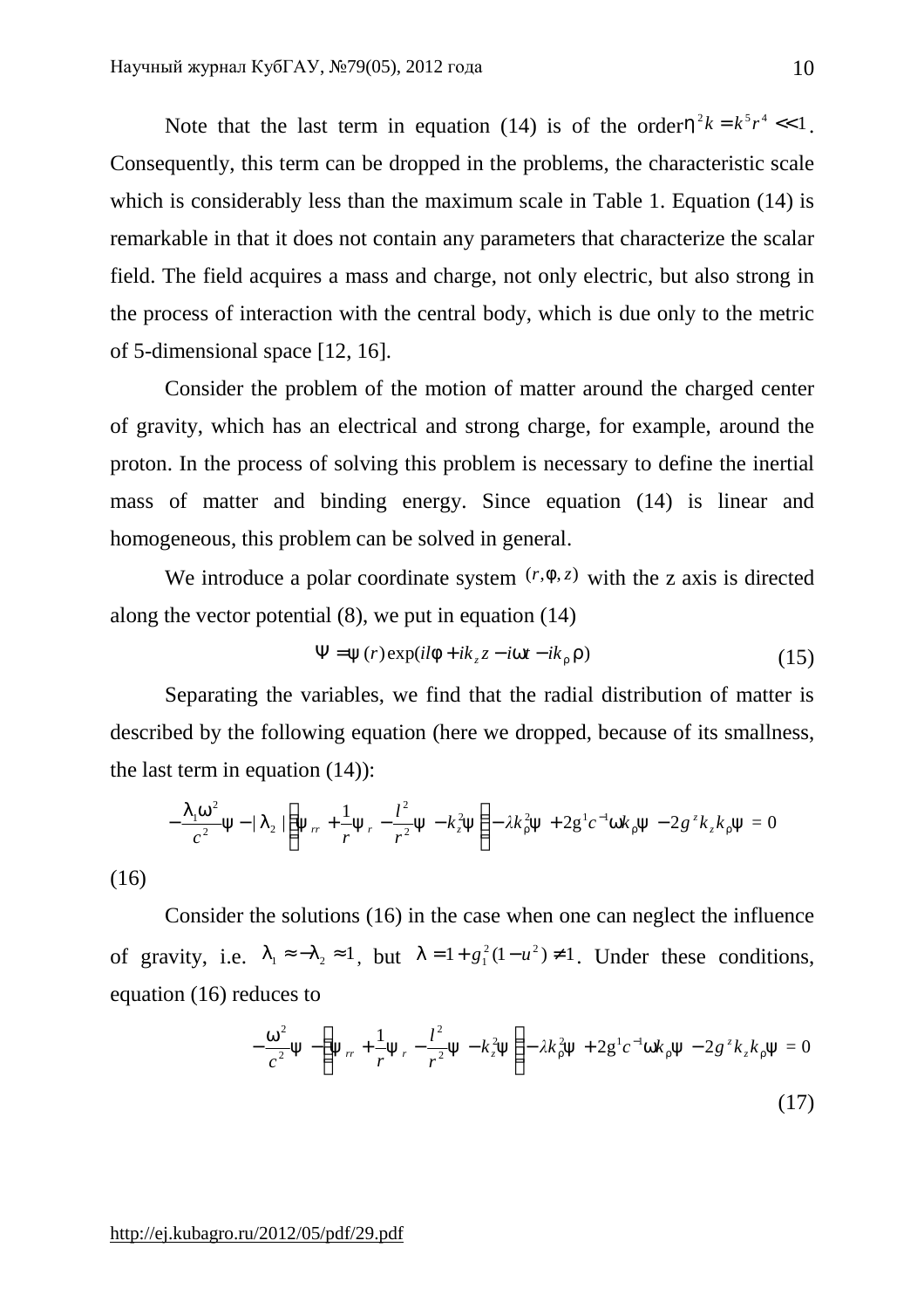Note that the last term in equation (14) is of the order $\eta^2 k = k^5 r^4 << 1$. Consequently, this term can be dropped in the problems, the characteristic scale which is considerably less than the maximum scale in Table 1. Equation (14) is remarkable in that it does not contain any parameters that characterize the scalar field. The field acquires a mass and charge, not only electric, but also strong in the process of interaction with the central body, which is due only to the metric of 5-dimensional space [12, 16].

Consider the problem of the motion of matter around the charged center of gravity, which has an electrical and strong charge, for example, around the proton. In the process of solving this problem is necessary to define the inertial mass of matter and binding energy. Since equation (14) is linear and homogeneous, this problem can be solved in general.

We introduce a polar coordinate system $(r, \varphi, z)$ with the z axis is directed along the vector potential (8), we put in equation (14)

$$\Psi = \psi(r)\exp(il\varphi + ik_z z - i\omega t - ik_\rho \rho) \tag{15}$$

Separating the variables, we find that the radial distribution of matter is described by the following equation (here we dropped, because of its smallness, the last term in equation (14)):

$$-\frac{\lambda_1 \omega^2}{c^2}\psi - |\lambda_2|\left(\psi_{rr} + \frac{1}{r}\psi_r - \frac{l^2}{r^2}\psi - k_z^2\psi\right) - \lambda k_\rho^2 \psi + 2g^1 c^{-1}\omega k_\rho \psi - 2g^z k_z k_\rho \psi = 0$$

(16)

Consider the solutions (16) in the case when one can neglect the influence of gravity, i.e. $\lambda_1 \approx -\lambda_2 \approx 1$, but $\lambda = 1 + g_1^2(1 - u^2) \neq 1$. Under these conditions, equation (16) reduces to

$$-\frac{\omega^2}{c^2}\psi - \left(\psi_{rr} + \frac{1}{r}\psi_r - \frac{l^2}{r^2}\psi - k_z^2\psi\right) - \lambda k_\rho^2 \psi + 2g^1 c^{-1}\omega k_\rho \psi - 2g^z k_z k_\rho \psi = 0 \tag{17}$$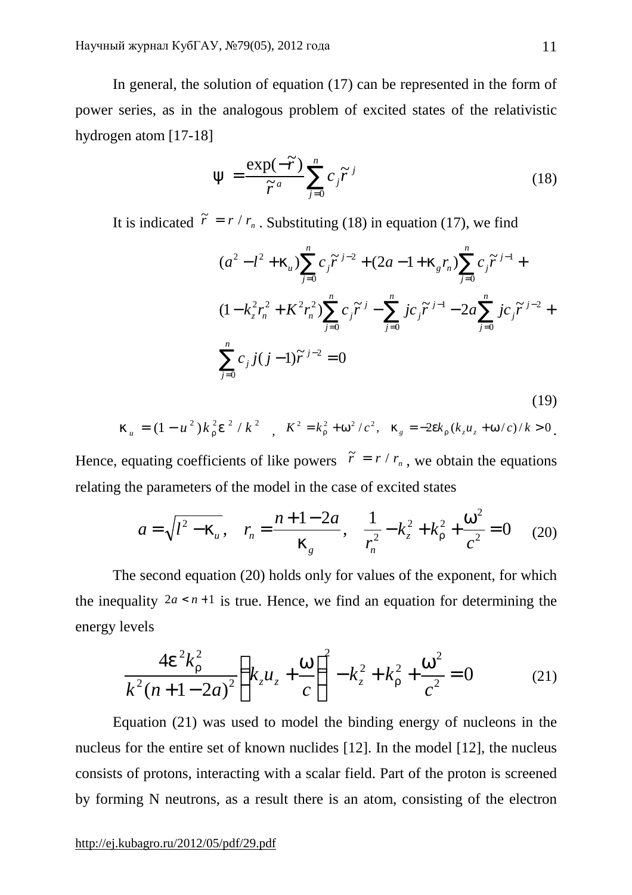In general, the solution of equation (17) can be represented in the form of power series, as in the analogous problem of excited states of the relativistic hydrogen atom [17-18]

$$\psi = \frac{\exp(-\tilde{r})}{\tilde{r}^{a}} \sum_{j=0}^{n} c_j \tilde{r}^{j} \tag{18}$$

It is indicated $\tilde{r} = r / r_n$. Substituting (18) in equation (17), we find

$$\begin{aligned}
&(a^2 - l^2 + \kappa_u) \sum_{j=0}^{n} c_j \tilde{r}^{j-2} + (2a - 1 + \kappa_g r_n) \sum_{j=0}^{n} c_j \tilde{r}^{j-1} + \\
&(1 - k_z^2 r_n^2 + K^2 r_n^2) \sum_{j=0}^{n} c_j \tilde{r}^{j} - \sum_{j=0}^{n} j c_j \tilde{r}^{j-1} - 2a \sum_{j=0}^{n} j c_j \tilde{r}^{j-2} + \\
&\sum_{j=0}^{n} c_j j (j-1) \tilde{r}^{j-2} = 0
\end{aligned} \tag{19}$$

$\kappa_u = (1 - u^2) k_\rho^2 \varepsilon^2 / k^2$, $K^2 = k_\rho^2 + \omega^2 / c^2$, $\kappa_g = -2\varepsilon k_\rho (k_z u_z + \omega / c) / k > 0$.

Hence, equating coefficients of like powers $\tilde{r} = r / r_n$, we obtain the equations relating the parameters of the model in the case of excited states

$$a = \sqrt{l^2 - \kappa_u}, \quad r_n = \frac{n + 1 - 2a}{\kappa_g}, \quad \frac{1}{r_n^2} - k_z^2 + k_\rho^2 + \frac{\omega^2}{c^2} = 0 \tag{20}$$

The second equation (20) holds only for values of the exponent, for which the inequality $2a < n + 1$ is true. Hence, we find an equation for determining the energy levels

$$\frac{4\varepsilon^2 k_\rho^2}{k^2 (n + 1 - 2a)^2} \left( k_z u_z + \frac{\omega}{c} \right)^2 - k_z^2 + k_\rho^2 + \frac{\omega^2}{c^2} = 0 \tag{21}$$

Equation (21) was used to model the binding energy of nucleons in the nucleus for the entire set of known nuclides [12]. In the model [12], the nucleus consists of protons, interacting with a scalar field. Part of the proton is screened by forming N neutrons, as a result there is an atom, consisting of the electron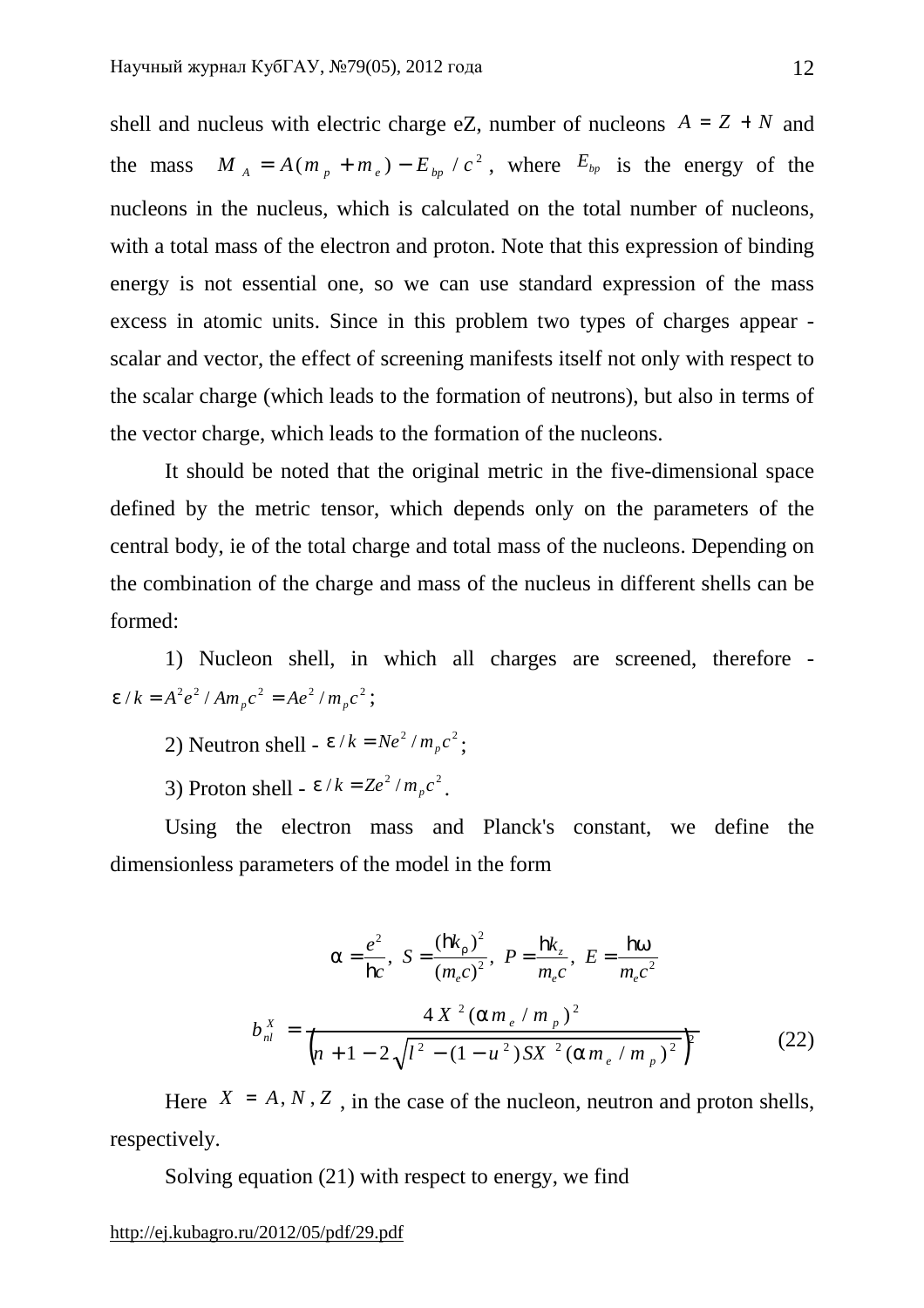shell and nucleus with electric charge eZ, number of nucleons $A = Z + N$ and the mass $M_A = A(m_p + m_e) - E_{bp} / c^2$, where $E_{bp}$ is the energy of the nucleons in the nucleus, which is calculated on the total number of nucleons, with a total mass of the electron and proton. Note that this expression of binding energy is not essential one, so we can use standard expression of the mass excess in atomic units. Since in this problem two types of charges appear - scalar and vector, the effect of screening manifests itself not only with respect to the scalar charge (which leads to the formation of neutrons), but also in terms of the vector charge, which leads to the formation of the nucleons.

It should be noted that the original metric in the five-dimensional space defined by the metric tensor, which depends only on the parameters of the central body, ie of the total charge and total mass of the nucleons. Depending on the combination of the charge and mass of the nucleus in different shells can be formed:

1) Nucleon shell, in which all charges are screened, therefore - $\varepsilon / k = A^2 e^2 / A m_p c^2 = A e^2 / m_p c^2$;

2) Neutron shell - $\varepsilon / k = N e^2 / m_p c^2$;

3) Proton shell - $\varepsilon / k = Z e^2 / m_p c^2$.

Using the electron mass and Planck's constant, we define the dimensionless parameters of the model in the form

$$\alpha = \frac{e^2}{\hbar c},\ S = \frac{(\hbar k_\rho)^2}{(m_e c)^2},\ P = \frac{\hbar k_z}{m_e c},\ E = \frac{\hbar \omega}{m_e c^2}$$

$$b_{nl}^X = \frac{4X^2(\alpha m_e / m_p)^2}{\left(n + 1 - 2\sqrt{l^2 - (1-u^2) S X^2 (\alpha m_e / m_p)^2}\right)^2} \tag{22}$$

Here $X = A, N, Z$, in the case of the nucleon, neutron and proton shells, respectively.

Solving equation (21) with respect to energy, we find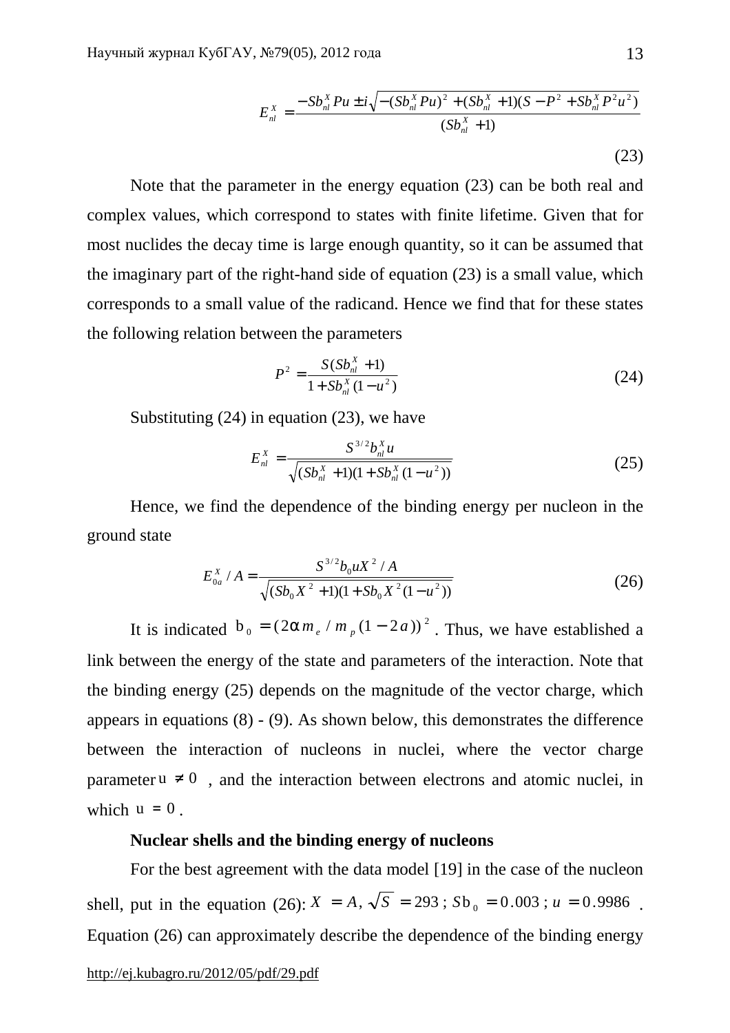$$E_{nl}^{X} = \frac{-Sb_{nl}^{X}Pu \pm i\sqrt{-(Sb_{nl}^{X}Pu)^2 + (Sb_{nl}^{X}+1)(S - P^2 + Sb_{nl}^{X}P^2u^2)}}{(Sb_{nl}^{X}+1)} \tag{23}$$

Note that the parameter in the energy equation (23) can be both real and complex values, which correspond to states with finite lifetime. Given that for most nuclides the decay time is large enough quantity, so it can be assumed that the imaginary part of the right-hand side of equation (23) is a small value, which corresponds to a small value of the radicand. Hence we find that for these states the following relation between the parameters

$$P^2 = \frac{S(Sb_{nl}^{X}+1)}{1 + Sb_{nl}^{X}(1-u^2)} \tag{24}$$

Substituting (24) in equation (23), we have

$$E_{nl}^{X} = \frac{S^{3/2}b_{nl}^{X}u}{\sqrt{(Sb_{nl}^{X}+1)(1+Sb_{nl}^{X}(1-u^2))}} \tag{25}$$

Hence, we find the dependence of the binding energy per nucleon in the ground state

$$E_{0a}^{X}/A = \frac{S^{3/2}b_0 uX^2/A}{\sqrt{(Sb_0X^2+1)(1+Sb_0X^2(1-u^2))}} \tag{26}$$

It is indicated $b_0 = (2\alpha m_e / m_p(1-2a))^2$. Thus, we have established a link between the energy of the state and parameters of the interaction. Note that the binding energy (25) depends on the magnitude of the vector charge, which appears in equations (8) - (9). As shown below, this demonstrates the difference between the interaction of nucleons in nuclei, where the vector charge parameter $u \neq 0$, and the interaction between electrons and atomic nuclei, in which $u = 0$.

**Nuclear shells and the binding energy of nucleons**

For the best agreement with the data model [19] in the case of the nucleon shell, put in the equation (26): $X = A$, $\sqrt{S} = 293$; $Sb_0 = 0.003$; $u = 0.9986$. Equation (26) can approximately describe the dependence of the binding energy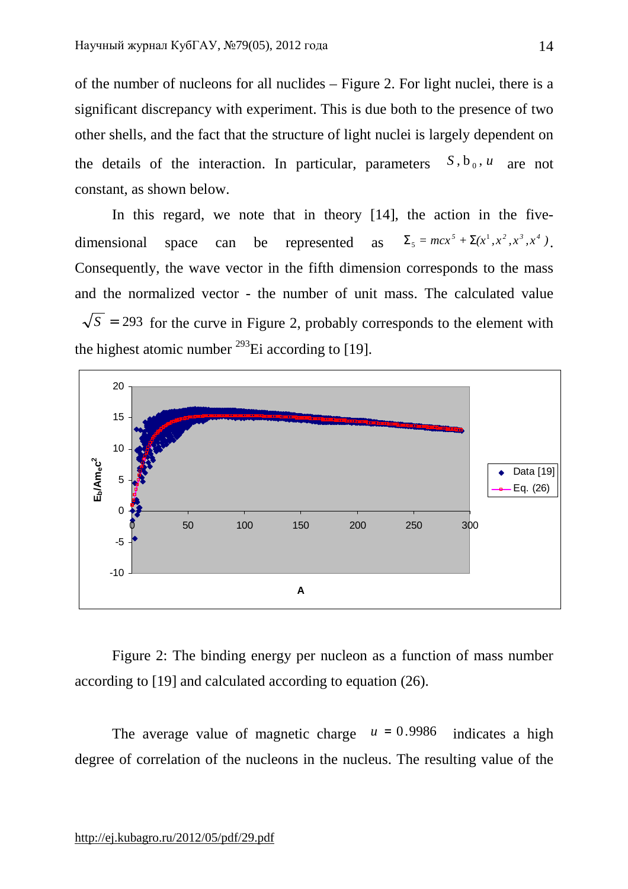of the number of nucleons for all nuclides – Figure 2. For light nuclei, there is a significant discrepancy with experiment. This is due both to the presence of two other shells, and the fact that the structure of light nuclei is largely dependent on the details of the interaction. In particular, parameters $S, b_0, u$ are not constant, as shown below.

In this regard, we note that in theory [14], the action in the five-dimensional space can be represented as $\Sigma_5 = mcx^5 + \Sigma(x^1, x^2, x^3, x^4)$. Consequently, the wave vector in the fifth dimension corresponds to the mass and the normalized vector - the number of unit mass. The calculated value $\sqrt{S} = 293$ for the curve in Figure 2, probably corresponds to the element with the highest atomic number $^{293}$Ei according to [19].

Figure 2: The binding energy per nucleon as a function of mass number according to [19] and calculated according to equation (26).

The average value of magnetic charge $u = 0.9986$ indicates a high degree of correlation of the nucleons in the nucleus. The resulting value of the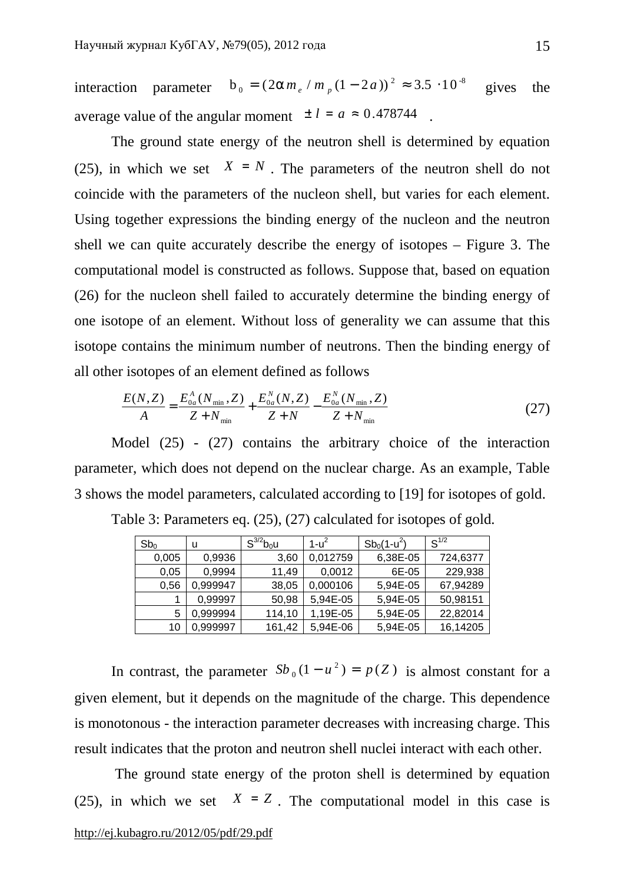interaction parameter $b_0 = (2\alpha m_e / m_p (1-2a))^2 \approx 3.5 \cdot 10^{-8}$ gives the average value of the angular moment $\pm l = a \approx 0.478744$ .

The ground state energy of the neutron shell is determined by equation (25), in which we set $X = N$. The parameters of the neutron shell do not coincide with the parameters of the nucleon shell, but varies for each element. Using together expressions the binding energy of the nucleon and the neutron shell we can quite accurately describe the energy of isotopes – Figure 3. The computational model is constructed as follows. Suppose that, based on equation (26) for the nucleon shell failed to accurately determine the binding energy of one isotope of an element. Without loss of generality we can assume that this isotope contains the minimum number of neutrons. Then the binding energy of all other isotopes of an element defined as follows

$$\frac{E(N,Z)}{A} = \frac{E_{0a}^{A}(N_{\min}, Z)}{Z + N_{\min}} + \frac{E_{0a}^{N}(N, Z)}{Z + N} - \frac{E_{0a}^{N}(N_{\min}, Z)}{Z + N_{\min}} \tag{27}$$

Model (25) - (27) contains the arbitrary choice of the interaction parameter, which does not depend on the nuclear charge. As an example, Table 3 shows the model parameters, calculated according to [19] for isotopes of gold.

Table 3: Parameters eq. (25), (27) calculated for isotopes of gold.

| $Sb_0$ | u | $S^{3/2}b_0u$ | $1-u^2$ | $Sb_0(1-u^2)$ | $S^{1/2}$ |
|---|---|---|---|---|---|
| 0,005 | 0,9936 | 3,60 | 0,012759 | 6,38E-05 | 724,6377 |
| 0,05 | 0,9994 | 11,49 | 0,0012 | 6E-05 | 229,938 |
| 0,56 | 0,999947 | 38,05 | 0,000106 | 5,94E-05 | 67,94289 |
| 1 | 0,99997 | 50,98 | 5,94E-05 | 5,94E-05 | 50,98151 |
| 5 | 0,999994 | 114,10 | 1,19E-05 | 5,94E-05 | 22,82014 |
| 10 | 0,999997 | 161,42 | 5,94E-06 | 5,94E-05 | 16,14205 |

In contrast, the parameter $Sb_0(1-u^2) = p(Z)$ is almost constant for a given element, but it depends on the magnitude of the charge. This dependence is monotonous - the interaction parameter decreases with increasing charge. This result indicates that the proton and neutron shell nuclei interact with each other.

The ground state energy of the proton shell is determined by equation (25), in which we set $X = Z$. The computational model in this case is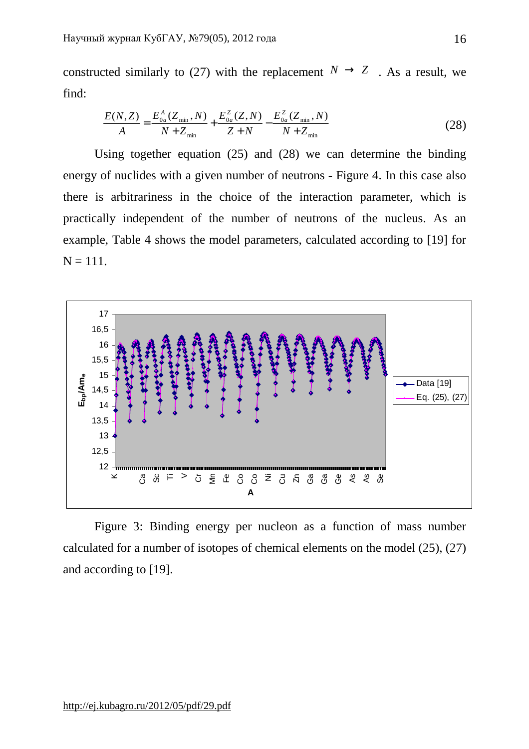constructed similarly to (27) with the replacement $N \to Z$. As a result, we find:

$$\frac{E(N,Z)}{A} = \frac{E_{0a}^{A}(Z_{\min},N)}{N+Z_{\min}} + \frac{E_{0a}^{Z}(Z,N)}{Z+N} - \frac{E_{0a}^{Z}(Z_{\min},N)}{N+Z_{\min}} \tag{28}$$

Using together equation (25) and (28) we can determine the binding energy of nuclides with a given number of neutrons - Figure 4. In this case also there is arbitrariness in the choice of the interaction parameter, which is practically independent of the number of neutrons of the nucleus. As an example, Table 4 shows the model parameters, calculated according to [19] for N = 111.

Figure 3: Binding energy per nucleon as a function of mass number calculated for a number of isotopes of chemical elements on the model (25), (27) and according to [19].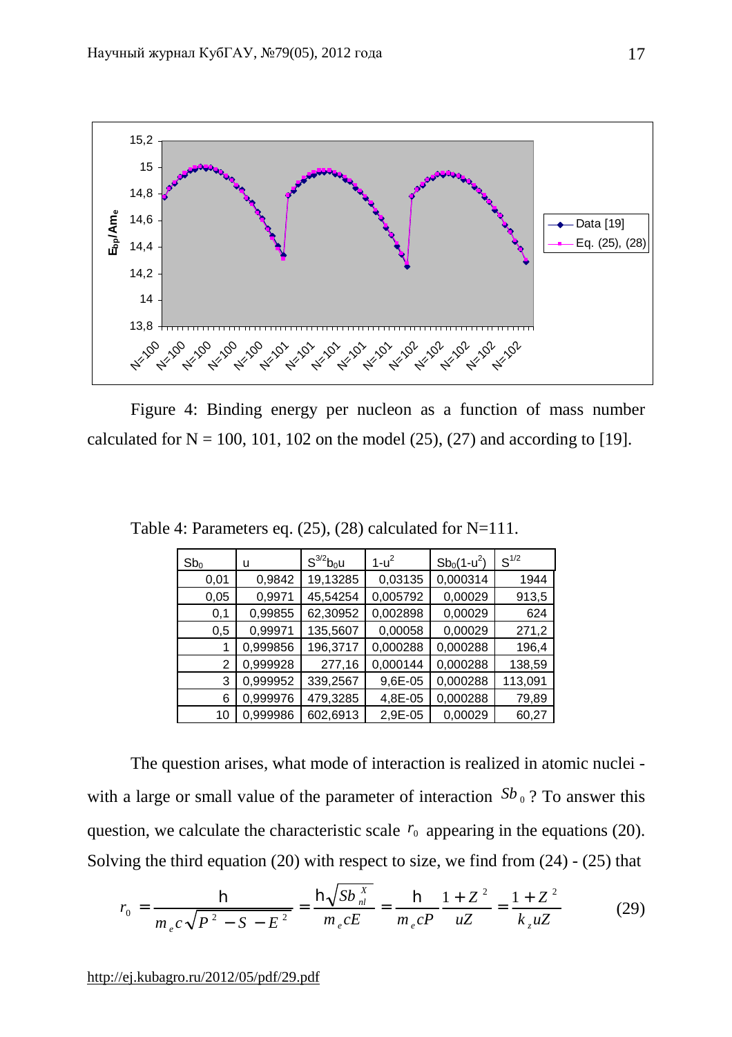Figure 4: Binding energy per nucleon as a function of mass number calculated for N = 100, 101, 102 on the model (25), (27) and according to [19].

Table 4: Parameters eq. (25), (28) calculated for N=111.

| $Sb_0$ | u | $S^{3/2}b_0u$ | $1-u^2$ | $Sb_0(1-u^2)$ | $S^{1/2}$ |
|---|---|---|---|---|---|
| 0,01 | 0,9842 | 19,13285 | 0,03135 | 0,000314 | 1944 |
| 0,05 | 0,9971 | 45,54254 | 0,005792 | 0,00029 | 913,5 |
| 0,1 | 0,99855 | 62,30952 | 0,002898 | 0,00029 | 624 |
| 0,5 | 0,99971 | 135,5607 | 0,00058 | 0,00029 | 271,2 |
| 1 | 0,999856 | 196,3717 | 0,000288 | 0,000288 | 196,4 |
| 2 | 0,999928 | 277,16 | 0,000144 | 0,000288 | 138,59 |
| 3 | 0,999952 | 339,2567 | 9,6E-05 | 0,000288 | 113,091 |
| 6 | 0,999976 | 479,3285 | 4,8E-05 | 0,000288 | 79,89 |
| 10 | 0,999986 | 602,6913 | 2,9E-05 | 0,00029 | 60,27 |

The question arises, what mode of interaction is realized in atomic nuclei - with a large or small value of the parameter of interaction $Sb_0$? To answer this question, we calculate the characteristic scale $r_0$ appearing in the equations (20). Solving the third equation (20) with respect to size, we find from (24) - (25) that

$$r_0 = \frac{\hbar}{m_e c\sqrt{P^2 - S - E^2}} = \frac{\hbar\sqrt{Sb_{nl}^X}}{m_e cE} = \frac{\hbar}{m_e cP}\frac{1+Z^2}{uZ} = \frac{1+Z^2}{k_z uZ} \qquad (29)$$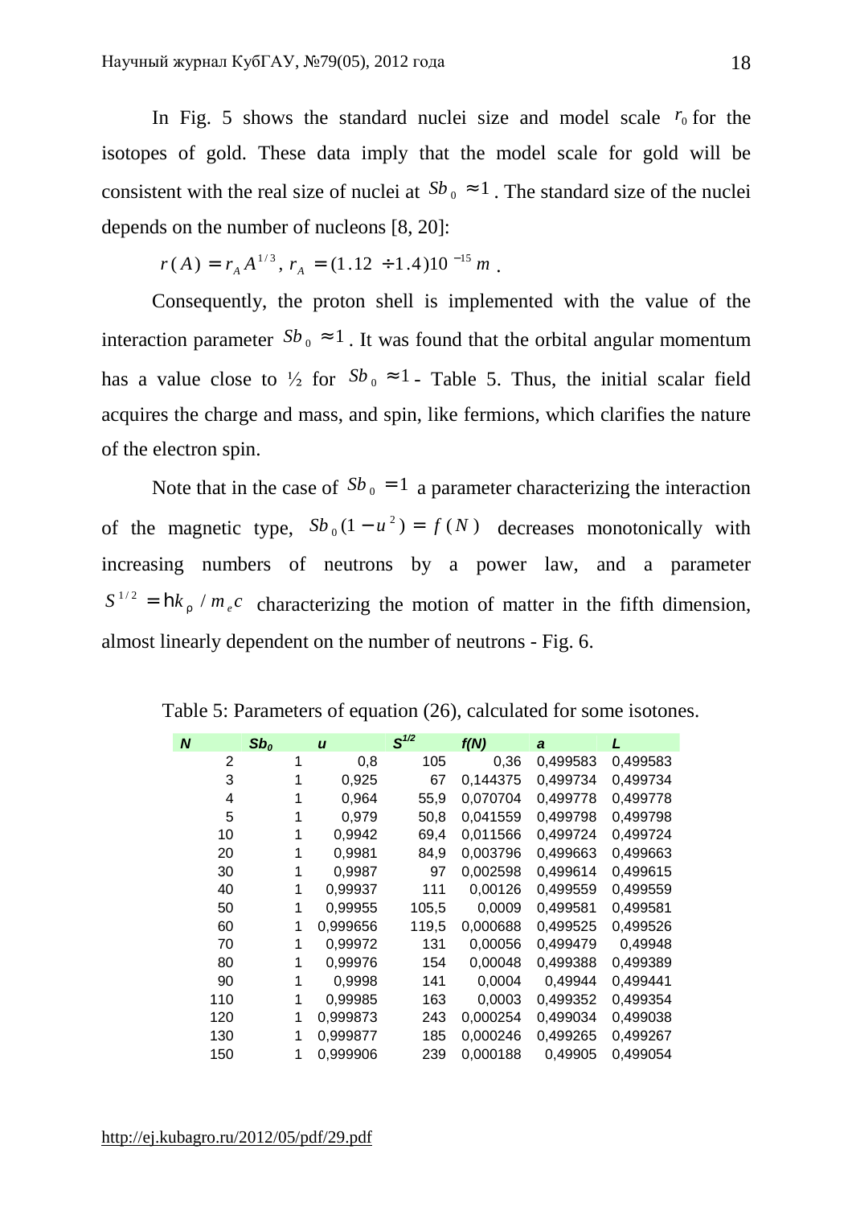In Fig. 5 shows the standard nuclei size and model scale $r_0$ for the isotopes of gold. These data imply that the model scale for gold will be consistent with the real size of nuclei at $Sb_0 \approx 1$. The standard size of the nuclei depends on the number of nucleons [8, 20]:

$$r(A) = r_A A^{1/3},\ r_A = (1.12 \div 1.4)10^{-15}\,m\ .$$

Consequently, the proton shell is implemented with the value of the interaction parameter $Sb_0 \approx 1$. It was found that the orbital angular momentum has a value close to ½ for $Sb_0 \approx 1$ - Table 5. Thus, the initial scalar field acquires the charge and mass, and spin, like fermions, which clarifies the nature of the electron spin.

Note that in the case of $Sb_0 = 1$ a parameter characterizing the interaction of the magnetic type, $Sb_0(1-u^2) = f(N)$ decreases monotonically with increasing numbers of neutrons by a power law, and a parameter $S^{1/2} = \hbar k_\rho / m_e c$ characterizing the motion of matter in the fifth dimension, almost linearly dependent on the number of neutrons - Fig. 6.

Table 5: Parameters of equation (26), calculated for some isotones.

| N | $Sb_0$ | u | $S^{1/2}$ | f(N) | a | L |
|---|---|---|---|---|---|---|
| 2 | 1 | 0,8 | 105 | 0,36 | 0,499583 | 0,499583 |
| 3 | 1 | 0,925 | 67 | 0,144375 | 0,499734 | 0,499734 |
| 4 | 1 | 0,964 | 55,9 | 0,070704 | 0,499778 | 0,499778 |
| 5 | 1 | 0,979 | 50,8 | 0,041559 | 0,499798 | 0,499798 |
| 10 | 1 | 0,9942 | 69,4 | 0,011566 | 0,499724 | 0,499724 |
| 20 | 1 | 0,9981 | 84,9 | 0,003796 | 0,499663 | 0,499663 |
| 30 | 1 | 0,9987 | 97 | 0,002598 | 0,499614 | 0,499615 |
| 40 | 1 | 0,99937 | 111 | 0,00126 | 0,499559 | 0,499559 |
| 50 | 1 | 0,99955 | 105,5 | 0,0009 | 0,499581 | 0,499581 |
| 60 | 1 | 0,999656 | 119,5 | 0,000688 | 0,499525 | 0,499526 |
| 70 | 1 | 0,99972 | 131 | 0,00056 | 0,499479 | 0,49948 |
| 80 | 1 | 0,99976 | 154 | 0,00048 | 0,499388 | 0,499389 |
| 90 | 1 | 0,9998 | 141 | 0,0004 | 0,49944 | 0,499441 |
| 110 | 1 | 0,99985 | 163 | 0,0003 | 0,499352 | 0,499354 |
| 120 | 1 | 0,999873 | 243 | 0,000254 | 0,499034 | 0,499038 |
| 130 | 1 | 0,999877 | 185 | 0,000246 | 0,499265 | 0,499267 |
| 150 | 1 | 0,999906 | 239 | 0,000188 | 0,49905 | 0,499054 |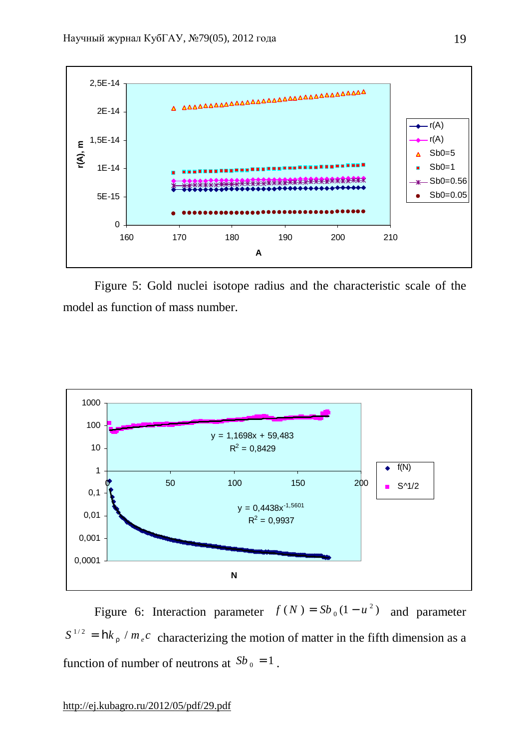Figure 5: Gold nuclei isotope radius and the characteristic scale of the model as function of mass number.

Figure 6: Interaction parameter $f(N) = Sb_0(1-u^2)$ and parameter $S^{1/2} = \hbar k_\rho / m_e c$ characterizing the motion of matter in the fifth dimension as a function of number of neutrons at $Sb_0 = 1$.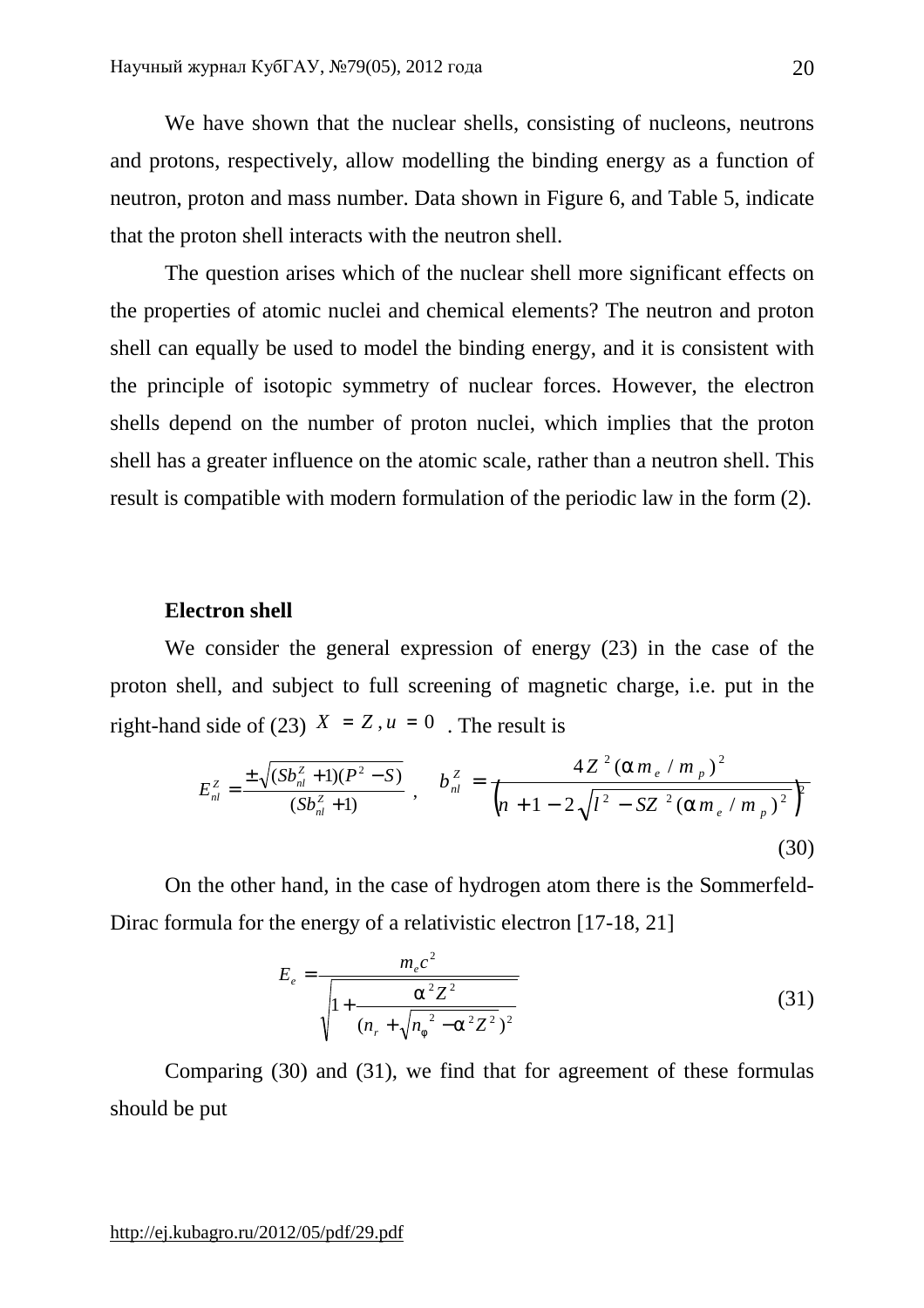We have shown that the nuclear shells, consisting of nucleons, neutrons and protons, respectively, allow modelling the binding energy as a function of neutron, proton and mass number. Data shown in Figure 6, and Table 5, indicate that the proton shell interacts with the neutron shell.

The question arises which of the nuclear shell more significant effects on the properties of atomic nuclei and chemical elements? The neutron and proton shell can equally be used to model the binding energy, and it is consistent with the principle of isotopic symmetry of nuclear forces. However, the electron shells depend on the number of proton nuclei, which implies that the proton shell has a greater influence on the atomic scale, rather than a neutron shell. This result is compatible with modern formulation of the periodic law in the form (2).

**Electron shell**

We consider the general expression of energy (23) in the case of the proton shell, and subject to full screening of magnetic charge, i.e. put in the right-hand side of (23) $X = Z, u = 0$. The result is

$$E_{nl}^{Z} = \frac{\pm\sqrt{(Sb_{nl}^{Z}+1)(P^{2}-S)}}{(Sb_{nl}^{Z}+1)}\ , \quad b_{nl}^{Z} = \frac{4Z^{2}(\alpha m_{e}/m_{p})^{2}}{\left(n+1-2\sqrt{l^{2}-SZ^{2}(\alpha m_{e}/m_{p})^{2}}\right)^{2}} \tag{30}$$

On the other hand, in the case of hydrogen atom there is the Sommerfeld-Dirac formula for the energy of a relativistic electron [17-18, 21]

$$E_{e} = \frac{m_{e}c^{2}}{\sqrt{1+\dfrac{\alpha^{2}Z^{2}}{(n_{r}+\sqrt{n_{\varphi}^{2}-\alpha^{2}Z^{2}})^{2}}}} \tag{31}$$

Comparing (30) and (31), we find that for agreement of these formulas should be put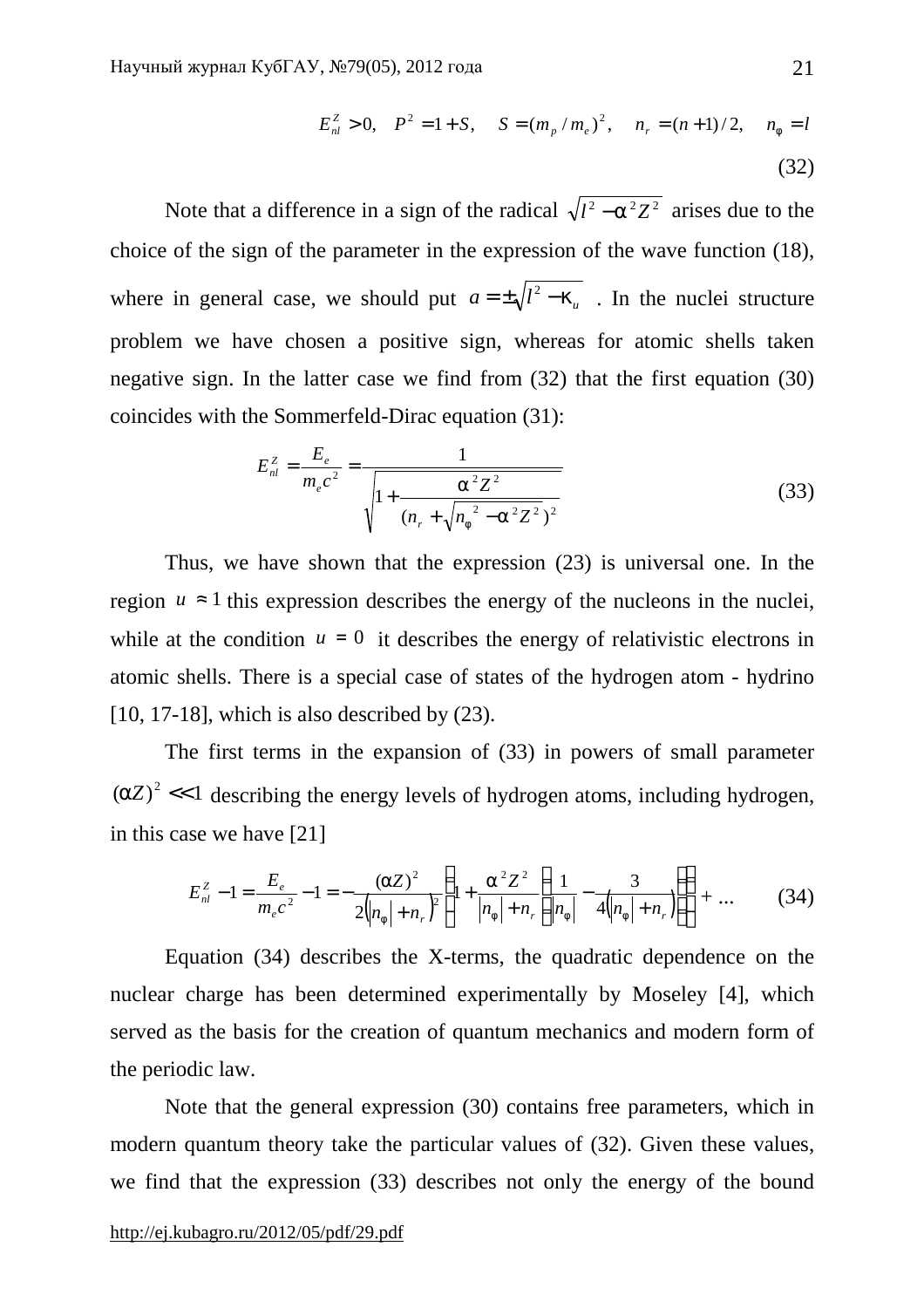$$E_{nl}^{Z} > 0, \quad P^2 = 1 + S, \quad S = (m_p / m_e)^2, \quad n_r = (n+1)/2, \quad n_\varphi = l \tag{32}$$

Note that a difference in a sign of the radical $\sqrt{l^2 - \alpha^2 Z^2}$ arises due to the choice of the sign of the parameter in the expression of the wave function (18), where in general case, we should put $a = \pm\sqrt{l^2 - \kappa_u}$ . In the nuclei structure problem we have chosen a positive sign, whereas for atomic shells taken negative sign. In the latter case we find from (32) that the first equation (30) coincides with the Sommerfeld-Dirac equation (31):

$$E_{nl}^{Z} = \frac{E_e}{m_e c^2} = \frac{1}{\sqrt{1 + \dfrac{\alpha^2 Z^2}{(n_r + \sqrt{n_\varphi^{\,2} - \alpha^2 Z^2})^2}}} \tag{33}$$

Thus, we have shown that the expression (23) is universal one. In the region $u \approx 1$ this expression describes the energy of the nucleons in the nuclei, while at the condition $u = 0$ it describes the energy of relativistic electrons in atomic shells. There is a special case of states of the hydrogen atom - hydrino [10, 17-18], which is also described by (23).

The first terms in the expansion of (33) in powers of small parameter $(\alpha Z)^2 << 1$ describing the energy levels of hydrogen atoms, including hydrogen, in this case we have [21]

$$E_{nl}^{Z} - 1 = \frac{E_e}{m_e c^2} - 1 = -\frac{(\alpha Z)^2}{2\left(|n_\varphi| + n_r\right)^2}\left(1 + \frac{\alpha^2 Z^2}{|n_\varphi| + n_r}\left(\frac{1}{|n_\varphi|} - \frac{3}{4\left(|n_\varphi| + n_r\right)}\right)\right) + \ldots \tag{34}$$

Equation (34) describes the X-terms, the quadratic dependence on the nuclear charge has been determined experimentally by Moseley [4], which served as the basis for the creation of quantum mechanics and modern form of the periodic law.

Note that the general expression (30) contains free parameters, which in modern quantum theory take the particular values of (32). Given these values, we find that the expression (33) describes not only the energy of the bound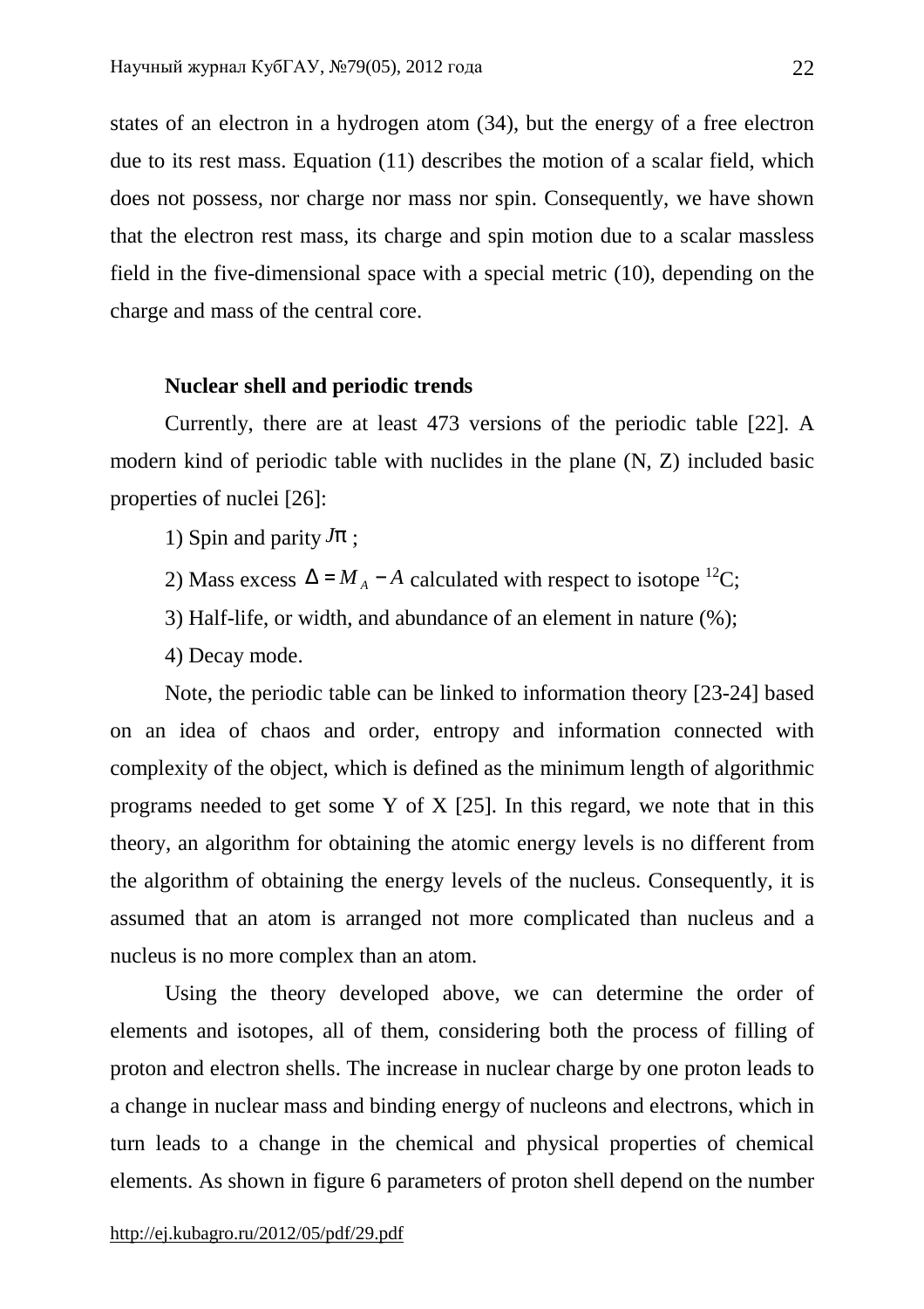states of an electron in a hydrogen atom (34), but the energy of a free electron due to its rest mass. Equation (11) describes the motion of a scalar field, which does not possess, nor charge nor mass nor spin. Consequently, we have shown that the electron rest mass, its charge and spin motion due to a scalar massless field in the five-dimensional space with a special metric (10), depending on the charge and mass of the central core.

**Nuclear shell and periodic trends**

Currently, there are at least 473 versions of the periodic table [22]. A modern kind of periodic table with nuclides in the plane (N, Z) included basic properties of nuclei [26]:

1) Spin and parity $J\pi$ ;

2) Mass excess $\Delta = M_A - A$ calculated with respect to isotope $^{12}$C;

3) Half-life, or width, and abundance of an element in nature (%);

4) Decay mode.

Note, the periodic table can be linked to information theory [23-24] based on an idea of chaos and order, entropy and information connected with complexity of the object, which is defined as the minimum length of algorithmic programs needed to get some Y of X [25]. In this regard, we note that in this theory, an algorithm for obtaining the atomic energy levels is no different from the algorithm of obtaining the energy levels of the nucleus. Consequently, it is assumed that an atom is arranged not more complicated than nucleus and a nucleus is no more complex than an atom.

Using the theory developed above, we can determine the order of elements and isotopes, all of them, considering both the process of filling of proton and electron shells. The increase in nuclear charge by one proton leads to a change in nuclear mass and binding energy of nucleons and electrons, which in turn leads to a change in the chemical and physical properties of chemical elements. As shown in figure 6 parameters of proton shell depend on the number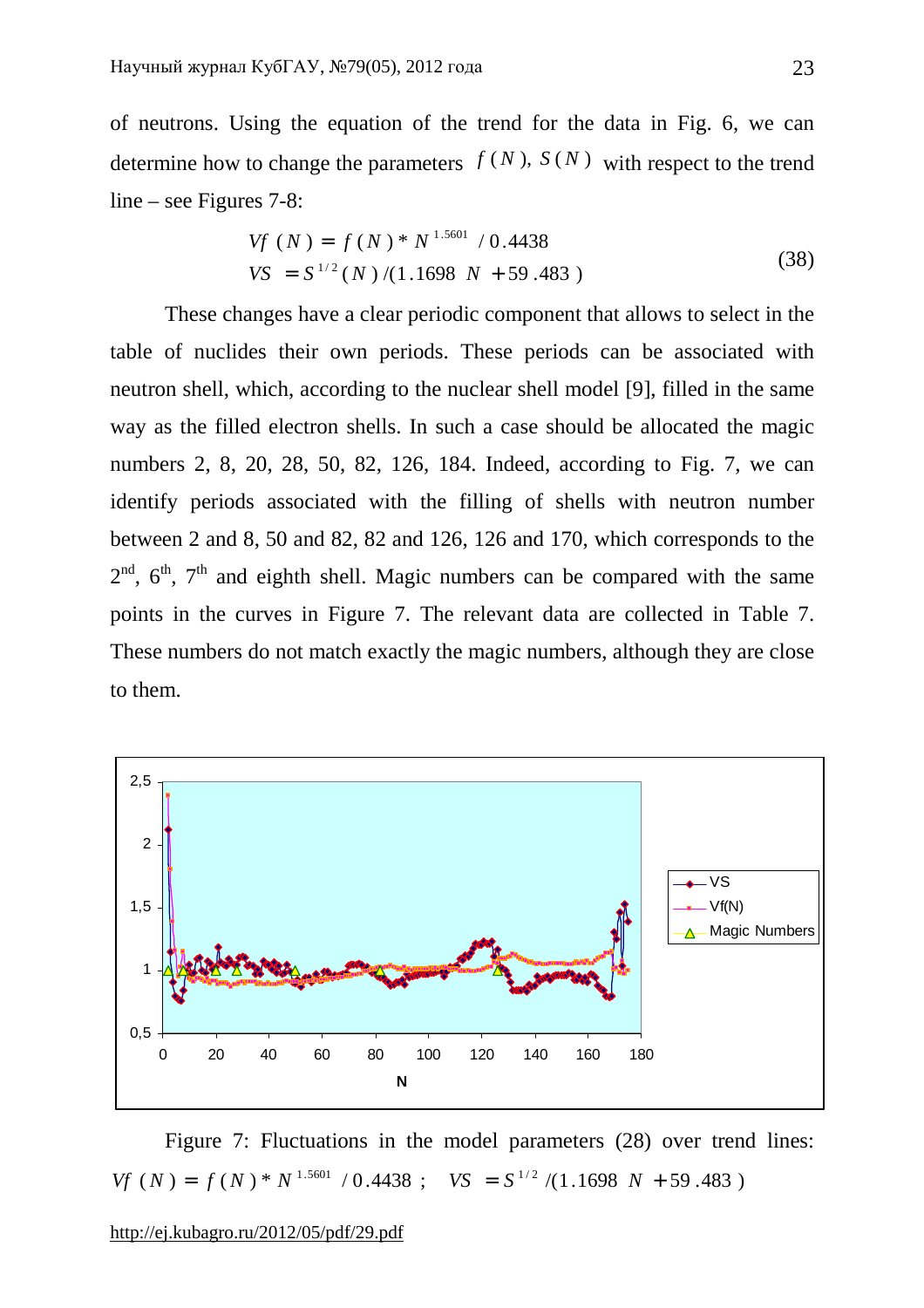of neutrons. Using the equation of the trend for the data in Fig. 6, we can determine how to change the parameters $f(N)$, $S(N)$ with respect to the trend line – see Figures 7-8:

$$
\begin{aligned}
Vf(N) &= f(N) * N^{1.5601} / 0.4438 \\
VS &= S^{1/2}(N)/(1.1698N + 59.483)
\end{aligned}
\tag{38}
$$

These changes have a clear periodic component that allows to select in the table of nuclides their own periods. These periods can be associated with neutron shell, which, according to the nuclear shell model [9], filled in the same way as the filled electron shells. In such a case should be allocated the magic numbers 2, 8, 20, 28, 50, 82, 126, 184. Indeed, according to Fig. 7, we can identify periods associated with the filling of shells with neutron number between 2 and 8, 50 and 82, 82 and 126, 126 and 170, which corresponds to the 2nd, 6th, 7th and eighth shell. Magic numbers can be compared with the same points in the curves in Figure 7. The relevant data are collected in Table 7. These numbers do not match exactly the magic numbers, although they are close to them.

Figure 7: Fluctuations in the model parameters (28) over trend lines: $Vf(N) = f(N) * N^{1.5601} / 0.4438$; $VS = S^{1/2}/(1.1698N + 59.483)$

http://ej.kubagro.ru/2012/05/pdf/29.pdf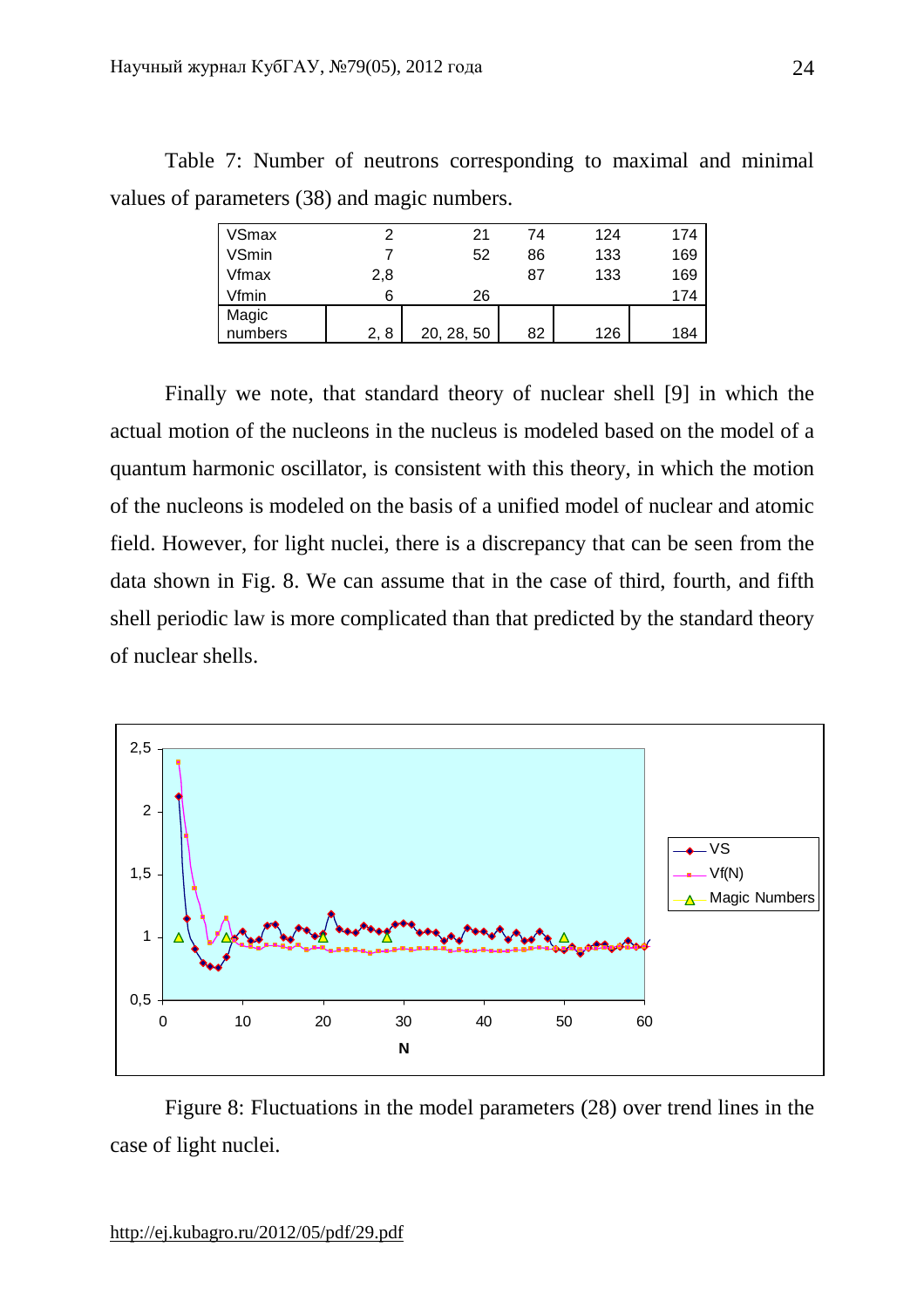Table 7: Number of neutrons corresponding to maximal and minimal values of parameters (38) and magic numbers.

| | | | | | |
|---|---|---|---|---|---|
| VSmax | 2 | 21 | 74 | 124 | 174 |
| VSmin | 7 | 52 | 86 | 133 | 169 |
| Vfmax | 2,8 | | 87 | 133 | 169 |
| Vfmin | 6 | 26 | | | 174 |
| Magic numbers | 2, 8 | 20, 28, 50 | 82 | 126 | 184 |

Finally we note, that standard theory of nuclear shell [9] in which the actual motion of the nucleons in the nucleus is modeled based on the model of a quantum harmonic oscillator, is consistent with this theory, in which the motion of the nucleons is modeled on the basis of a unified model of nuclear and atomic field. However, for light nuclei, there is a discrepancy that can be seen from the data shown in Fig. 8. We can assume that in the case of third, fourth, and fifth shell periodic law is more complicated than that predicted by the standard theory of nuclear shells.

Figure 8: Fluctuations in the model parameters (28) over trend lines in the case of light nuclei.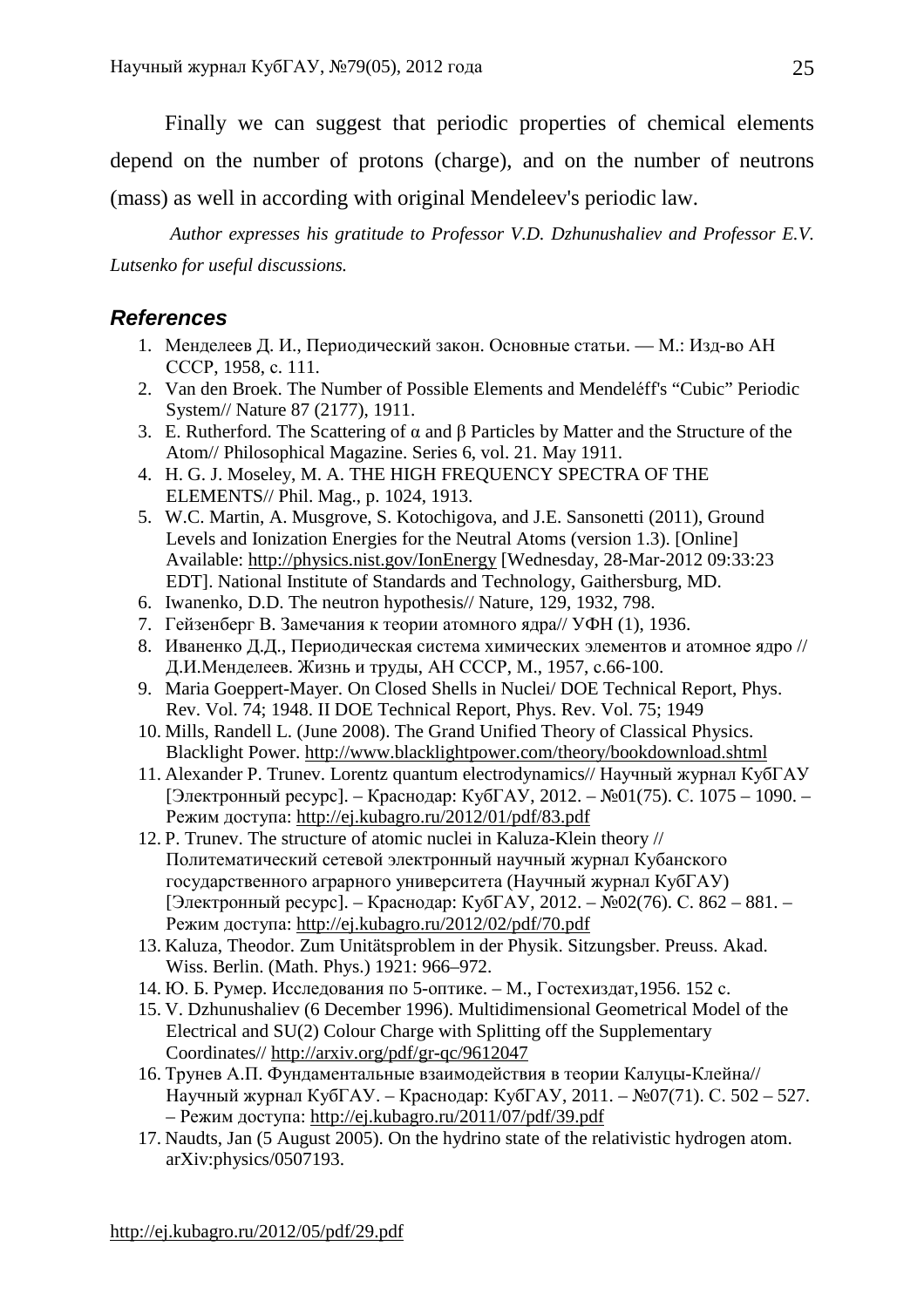Finally we can suggest that periodic properties of chemical elements depend on the number of protons (charge), and on the number of neutrons (mass) as well in according with original Mendeleev's periodic law.

*Author expresses his gratitude to Professor V.D. Dzhunushaliev and Professor E.V. Lutsenko for useful discussions.*

### ***References***

1. Менделеев Д. И., Периодический закон. Основные статьи. — М.: Изд-во АН СССР, 1958, с. 111.
2. Van den Broek. The Number of Possible Elements and Mendeléff's "Cubic" Periodic System// Nature 87 (2177), 1911.
3. E. Rutherford. The Scattering of α and β Particles by Matter and the Structure of the Atom// Philosophical Magazine. Series 6, vol. 21. May 1911.
4. H. G. J. Moseley, M. A. THE HIGH FREQUENCY SPECTRA OF THE ELEMENTS// Phil. Mag., p. 1024, 1913.
5. W.C. Martin, A. Musgrove, S. Kotochigova, and J.E. Sansonetti (2011), Ground Levels and Ionization Energies for the Neutral Atoms (version 1.3). [Online] Available: http://physics.nist.gov/IonEnergy [Wednesday, 28-Mar-2012 09:33:23 EDT]. National Institute of Standards and Technology, Gaithersburg, MD.
6. Iwanenko, D.D. The neutron hypothesis// Nature, 129, 1932, 798.
7. Гейзенберг В. Замечания к теории атомного ядра// УФН (1), 1936.
8. Иваненко Д.Д., Периодическая система химических элементов и атомное ядро // Д.И.Менделеев. Жизнь и труды, АН СССР, М., 1957, с.66-100.
9. Maria Goeppert-Mayer. On Closed Shells in Nuclei/ DOE Technical Report, Phys. Rev. Vol. 74; 1948. II DOE Technical Report, Phys. Rev. Vol. 75; 1949
10. Mills, Randell L. (June 2008). The Grand Unified Theory of Classical Physics. Blacklight Power. http://www.blacklightpower.com/theory/bookdownload.shtml
11. Alexander P. Trunev. Lorentz quantum electrodynamics// Научный журнал КубГАУ [Электронный ресурс]. – Краснодар: КубГАУ, 2012. – №01(75). С. 1075 – 1090. – Режим доступа: http://ej.kubagro.ru/2012/01/pdf/83.pdf
12. P. Trunev. The structure of atomic nuclei in Kaluza-Klein theory // Политематический сетевой электронный научный журнал Кубанского государственного аграрного университета (Научный журнал КубГАУ) [Электронный ресурс]. – Краснодар: КубГАУ, 2012. – №02(76). С. 862 – 881. – Режим доступа: http://ej.kubagro.ru/2012/02/pdf/70.pdf
13. Kaluza, Theodor. Zum Unitätsproblem in der Physik. Sitzungsber. Preuss. Akad. Wiss. Berlin. (Math. Phys.) 1921: 966–972.
14. Ю. Б. Румер. Исследования по 5-оптике. – М., Гостехиздат,1956. 152 с.
15. V. Dzhunushaliev (6 December 1996). Multidimensional Geometrical Model of the Electrical and SU(2) Colour Charge with Splitting off the Supplementary Coordinates// http://arxiv.org/pdf/gr-qc/9612047
16. Трунев А.П. Фундаментальные взаимодействия в теории Калуцы-Клейна// Научный журнал КубГАУ. – Краснодар: КубГАУ, 2011. – №07(71). С. 502 – 527. – Режим доступа: http://ej.kubagro.ru/2011/07/pdf/39.pdf
17. Naudts, Jan (5 August 2005). On the hydrino state of the relativistic hydrogen atom. arXiv:physics/0507193.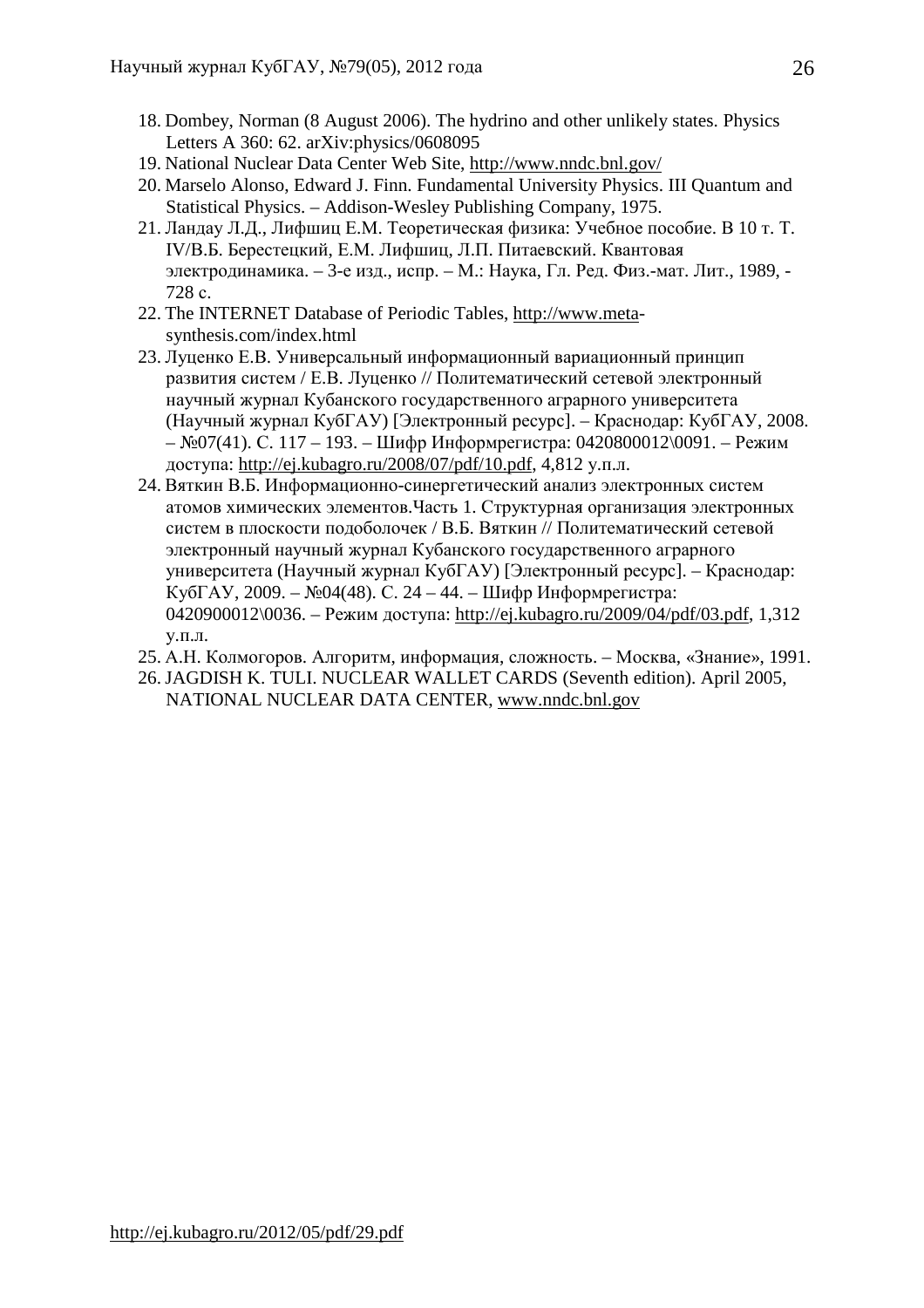18. Dombey, Norman (8 August 2006). The hydrino and other unlikely states. Physics Letters A 360: 62. arXiv:physics/0608095
19. National Nuclear Data Center Web Site, http://www.nndc.bnl.gov/
20. Marselo Alonso, Edward J. Finn. Fundamental University Physics. III Quantum and Statistical Physics. – Addison-Wesley Publishing Company, 1975.
21. Ландау Л.Д., Лифшиц Е.М. Теоретическая физика: Учебное пособие. В 10 т. Т. IV/В.Б. Берестецкий, Е.М. Лифшиц, Л.П. Питаевский. Квантовая электродинамика. – 3-е изд., испр. – М.: Наука, Гл. Ред. Физ.-мат. Лит., 1989, - 728 с.
22. The INTERNET Database of Periodic Tables, http://www.meta-synthesis.com/index.html
23. Луценко Е.В. Универсальный информационный вариационный принцип развития систем / Е.В. Луценко // Политематический сетевой электронный научный журнал Кубанского государственного аграрного университета (Научный журнал КубГАУ) [Электронный ресурс]. – Краснодар: КубГАУ, 2008. – №07(41). С. 117 – 193. – Шифр Информрегистра: 0420800012\0091. – Режим доступа: http://ej.kubagro.ru/2008/07/pdf/10.pdf, 4,812 у.п.л.
24. Вяткин В.Б. Информационно-синергетический анализ электронных систем атомов химических элементов.Часть 1. Структурная организация электронных систем в плоскости подоболочек / В.Б. Вяткин // Политематический сетевой электронный научный журнал Кубанского государственного аграрного университета (Научный журнал КубГАУ) [Электронный ресурс]. – Краснодар: КубГАУ, 2009. – №04(48). С. 24 – 44. – Шифр Информрегистра: 0420900012\0036. – Режим доступа: http://ej.kubagro.ru/2009/04/pdf/03.pdf, 1,312 у.п.л.
25. А.Н. Колмогоров. Алгоритм, информация, сложность. – Москва, «Знание», 1991.
26. JAGDISH K. TULI. NUCLEAR WALLET CARDS (Seventh edition). April 2005, NATIONAL NUCLEAR DATA CENTER, www.nndc.bnl.gov